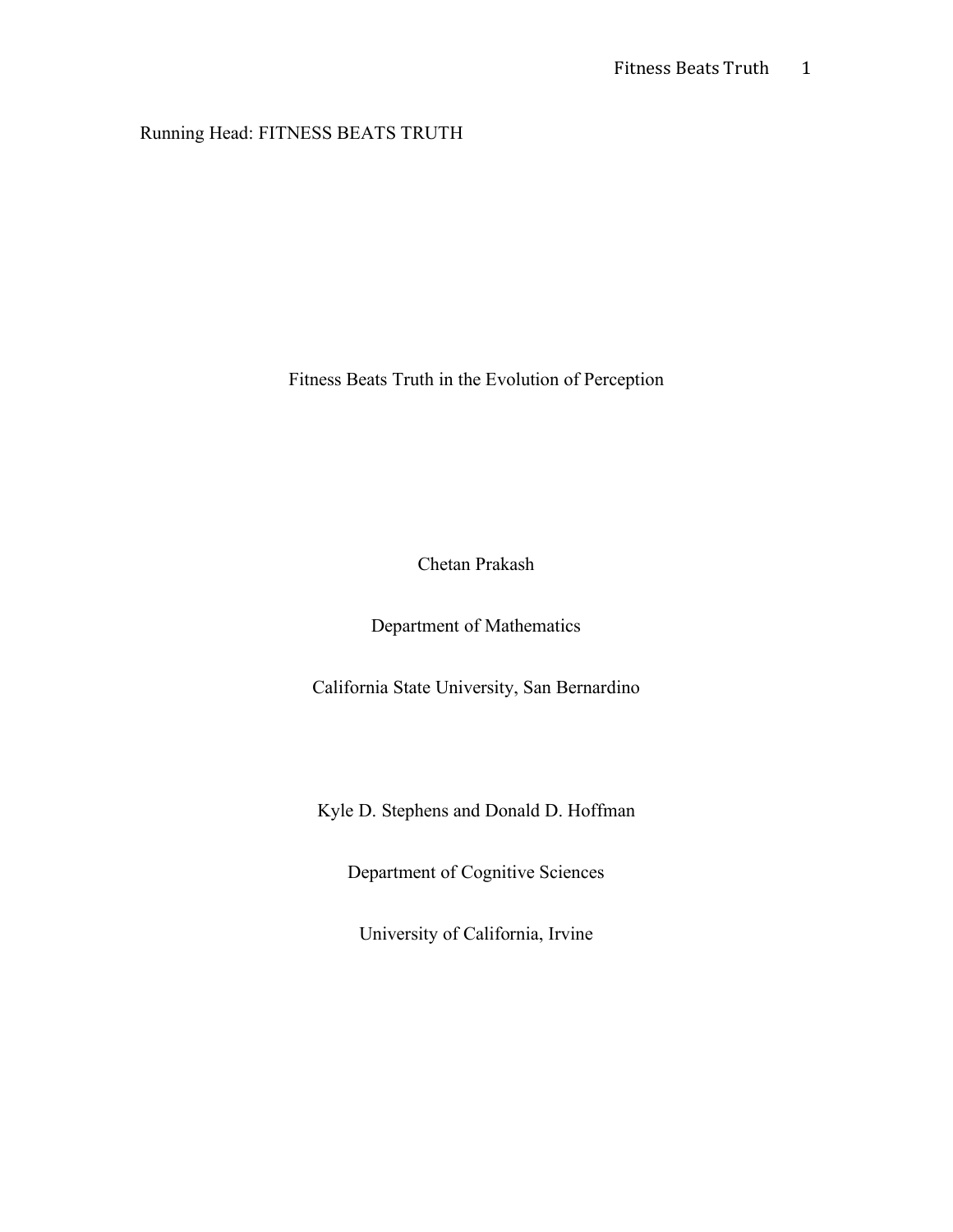Running Head: FITNESS BEATS TRUTH

# Fitness Beats Truth in the Evolution of Perception

Chetan Prakash

Department of Mathematics

California State University, San Bernardino

Kyle D. Stephens and Donald D. Hoffman

Department of Cognitive Sciences

University of California, Irvine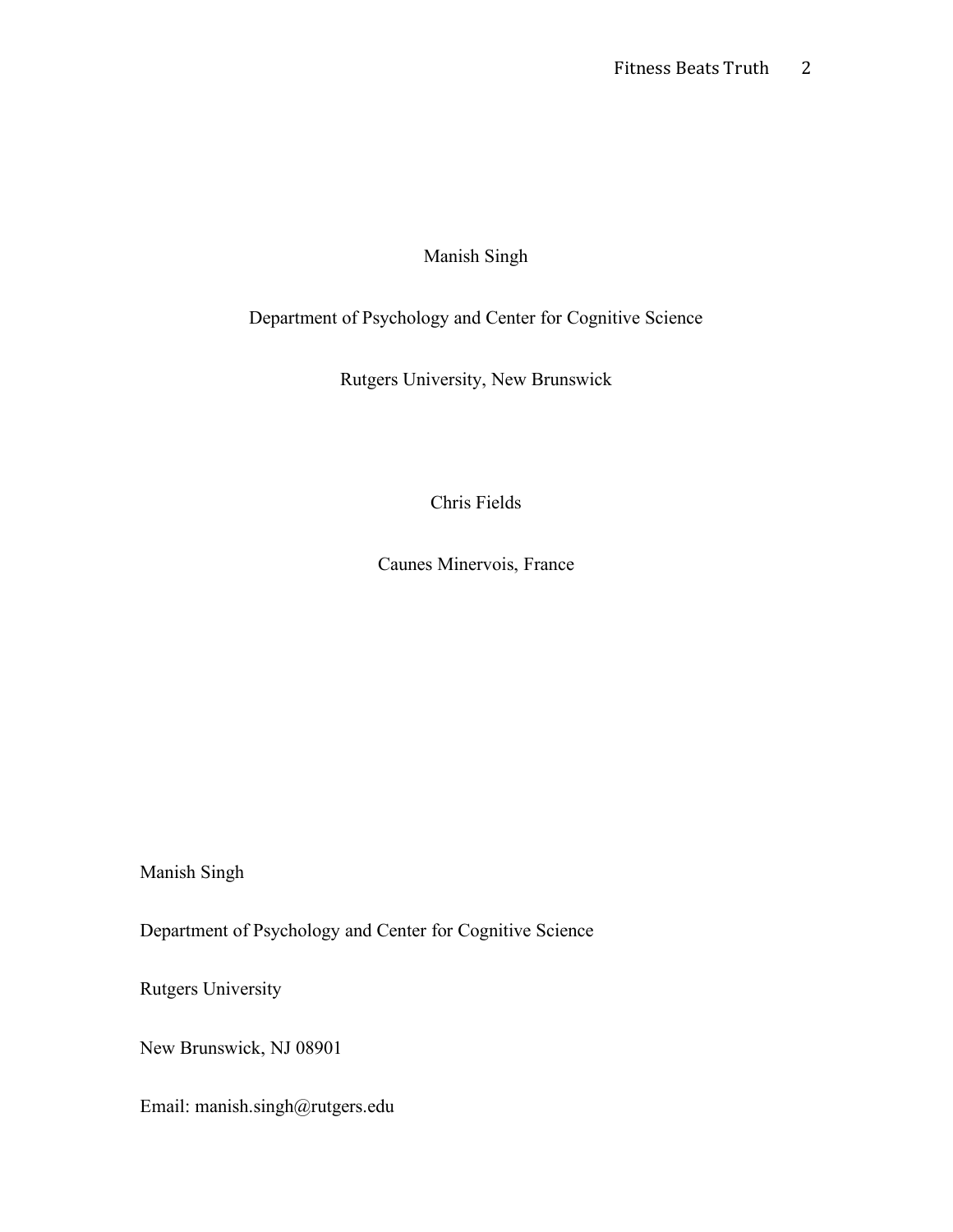Manish Singh

Department of Psychology and Center for Cognitive Science

Rutgers University, New Brunswick

Chris Fields

Caunes Minervois, France

Manish Singh

Department of Psychology and Center for Cognitive Science

Rutgers University

New Brunswick, NJ 08901

Email: manish.singh@rutgers.edu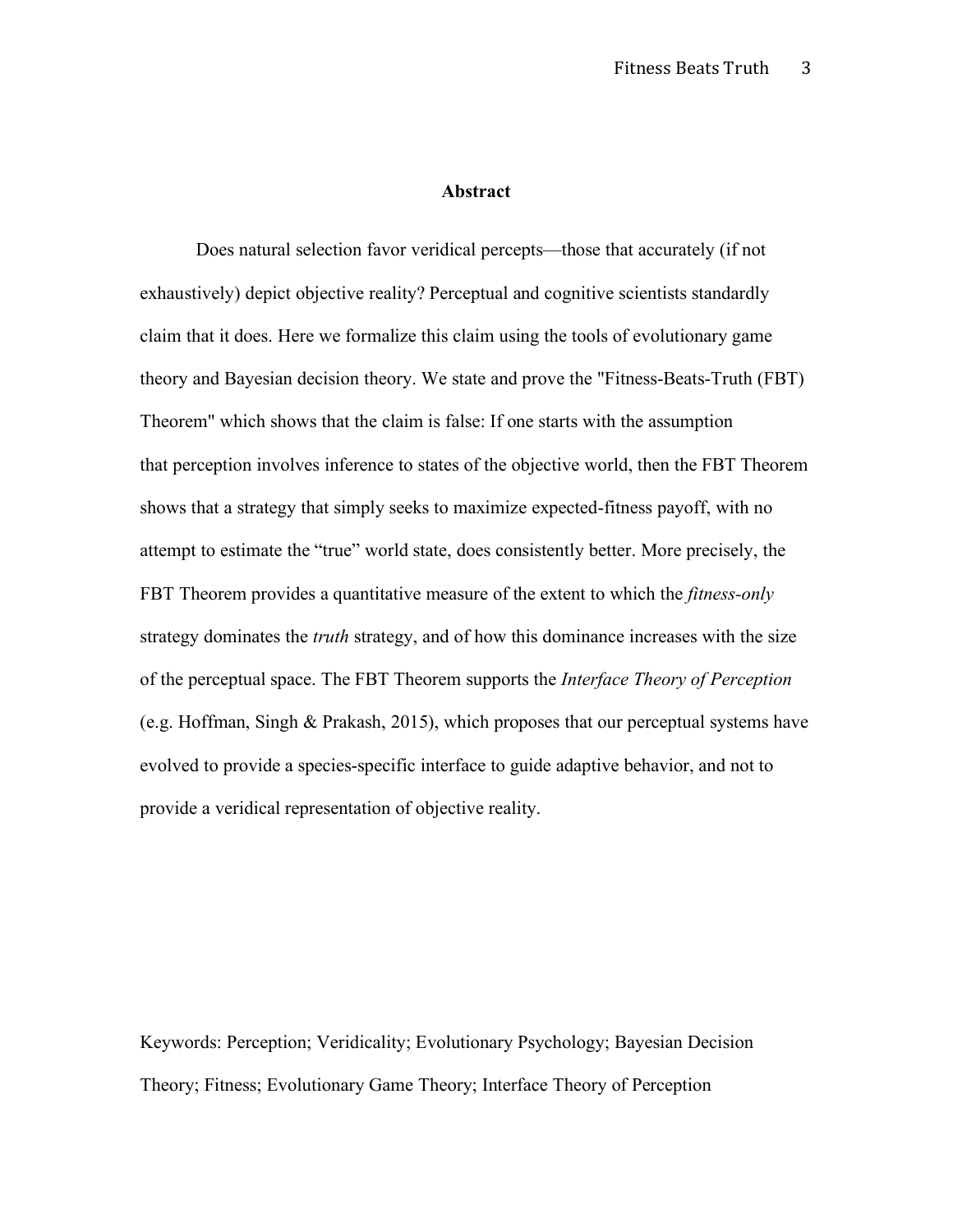## Abstract

Does natural selection favor veridical percepts—those that accurately (if not exhaustively) depict objective reality? Perceptual and cognitive scientists standardly claim that it does. Here we formalize this claim using the tools of evolutionary game theory and Bayesian decision theory. We state and prove the "Fitness-Beats-Truth (FBT) Theorem" which shows that the claim is false: If one starts with the assumption that perception involves inference to states of the objective world, then the FBT Theorem shows that a strategy that simply seeks to maximize expected-fitness payoff, with no attempt to estimate the "true" world state, does consistently better. More precisely, the FBT Theorem provides a quantitative measure of the extent to which the *fitness-only* strategy dominates the *truth* strategy, and of how this dominance increases with the size of the perceptual space. The FBT Theorem supports the *Interface Theory of Perception* (e.g. Hoffman, Singh & Prakash, 2015), which proposes that our perceptual systems have evolved to provide a species-specific interface to guide adaptive behavior, and not to provide a veridical representation of objective reality.

Keywords: Perception; Veridicality; Evolutionary Psychology; Bayesian Decision Theory; Fitness; Evolutionary Game Theory; Interface Theory of Perception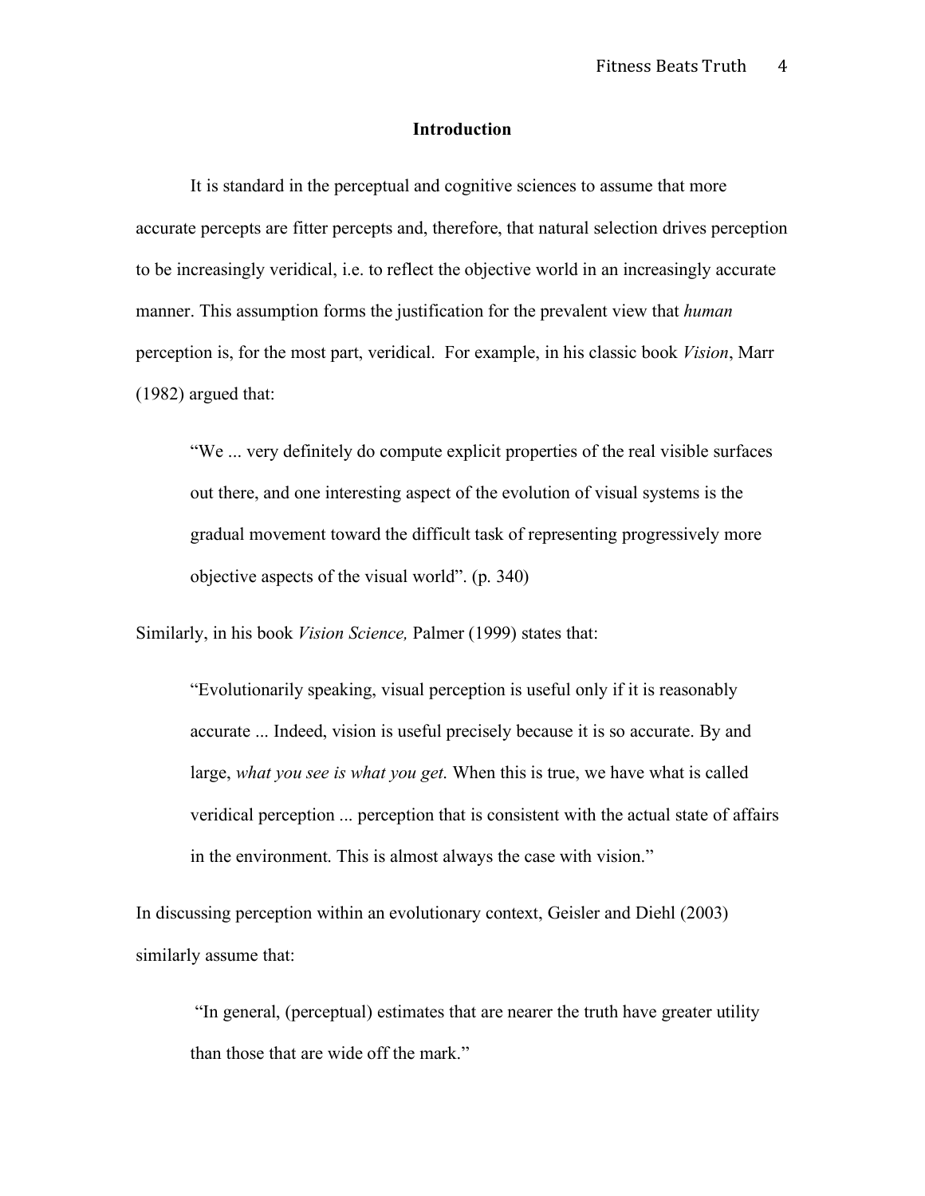## Introduction

It is standard in the perceptual and cognitive sciences to assume that more accurate percepts are fitter percepts and, therefore, that natural selection drives perception to be increasingly veridical, i.e. to reflect the objective world in an increasingly accurate manner. This assumption forms the justification for the prevalent view that *human* perception is, for the most part, veridical. For example, in his classic book *Vision*, Marr (1982) argued that:

> "We ... very definitely do compute explicit properties of the real visible surfaces out there, and one interesting aspect of the evolution of visual systems is the gradual movement toward the difficult task of representing progressively more objective aspects of the visual world". (p. 340)

Similarly, in his book *Vision Science,* Palmer (1999) states that:

> "Evolutionarily speaking, visual perception is useful only if it is reasonably accurate ... Indeed, vision is useful precisely because it is so accurate. By and large, *what you see is what you get.* When this is true, we have what is called veridical perception ... perception that is consistent with the actual state of affairs in the environment. This is almost always the case with vision."

In discussing perception within an evolutionary context, Geisler and Diehl (2003) similarly assume that:

> "In general, (perceptual) estimates that are nearer the truth have greater utility than those that are wide off the mark."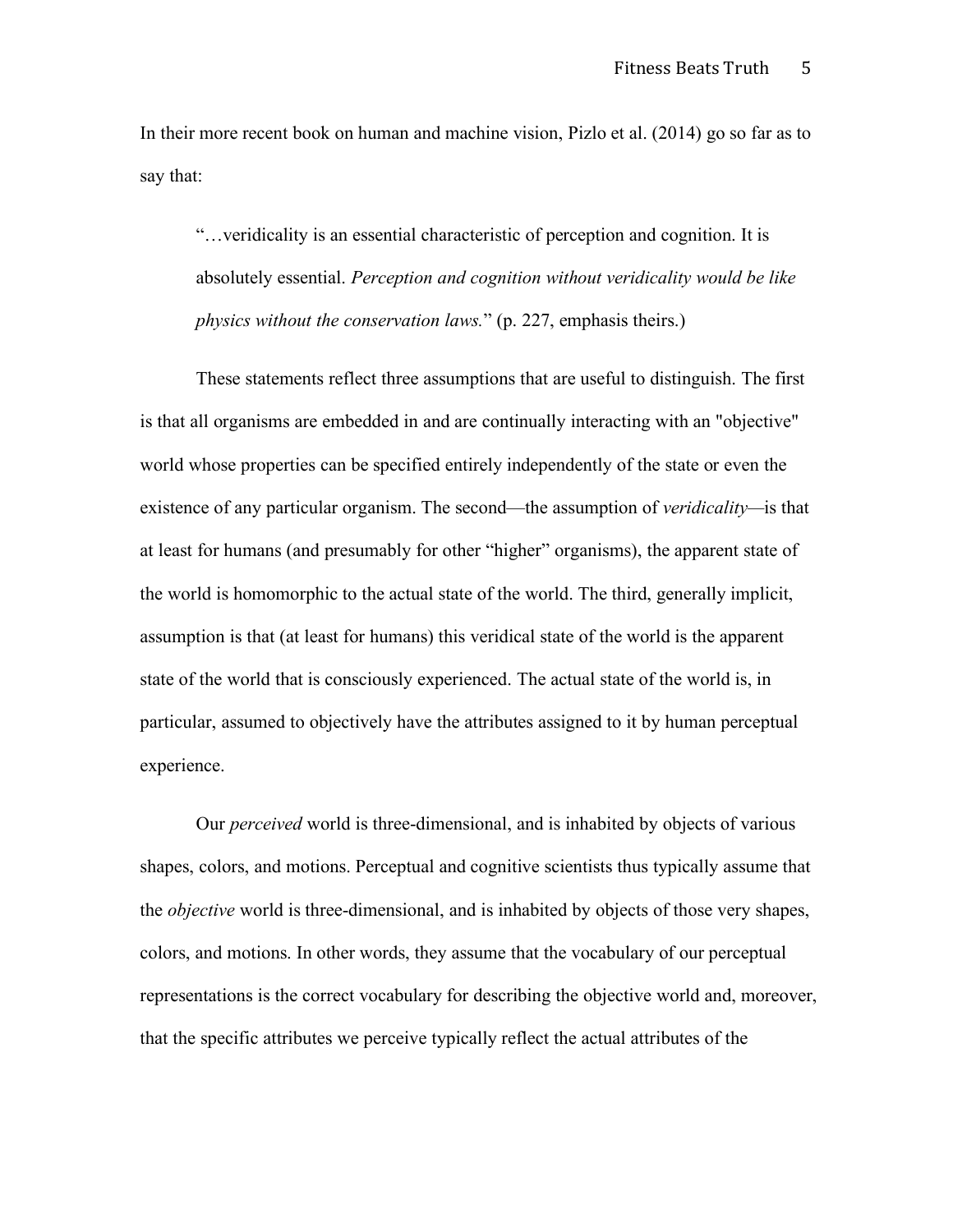In their more recent book on human and machine vision, Pizlo et al. (2014) go so far as to say that:

> "…veridicality is an essential characteristic of perception and cognition. It is absolutely essential. *Perception and cognition without veridicality would be like physics without the conservation laws.*" (p. 227, emphasis theirs.)

These statements reflect three assumptions that are useful to distinguish. The first is that all organisms are embedded in and are continually interacting with an "objective" world whose properties can be specified entirely independently of the state or even the existence of any particular organism. The second—the assumption of *veridicality*—is that at least for humans (and presumably for other "higher" organisms), the apparent state of the world is homomorphic to the actual state of the world. The third, generally implicit, assumption is that (at least for humans) this veridical state of the world is the apparent state of the world that is consciously experienced. The actual state of the world is, in particular, assumed to objectively have the attributes assigned to it by human perceptual experience.

Our *perceived* world is three-dimensional, and is inhabited by objects of various shapes, colors, and motions. Perceptual and cognitive scientists thus typically assume that the *objective* world is three-dimensional, and is inhabited by objects of those very shapes, colors, and motions. In other words, they assume that the vocabulary of our perceptual representations is the correct vocabulary for describing the objective world and, moreover, that the specific attributes we perceive typically reflect the actual attributes of the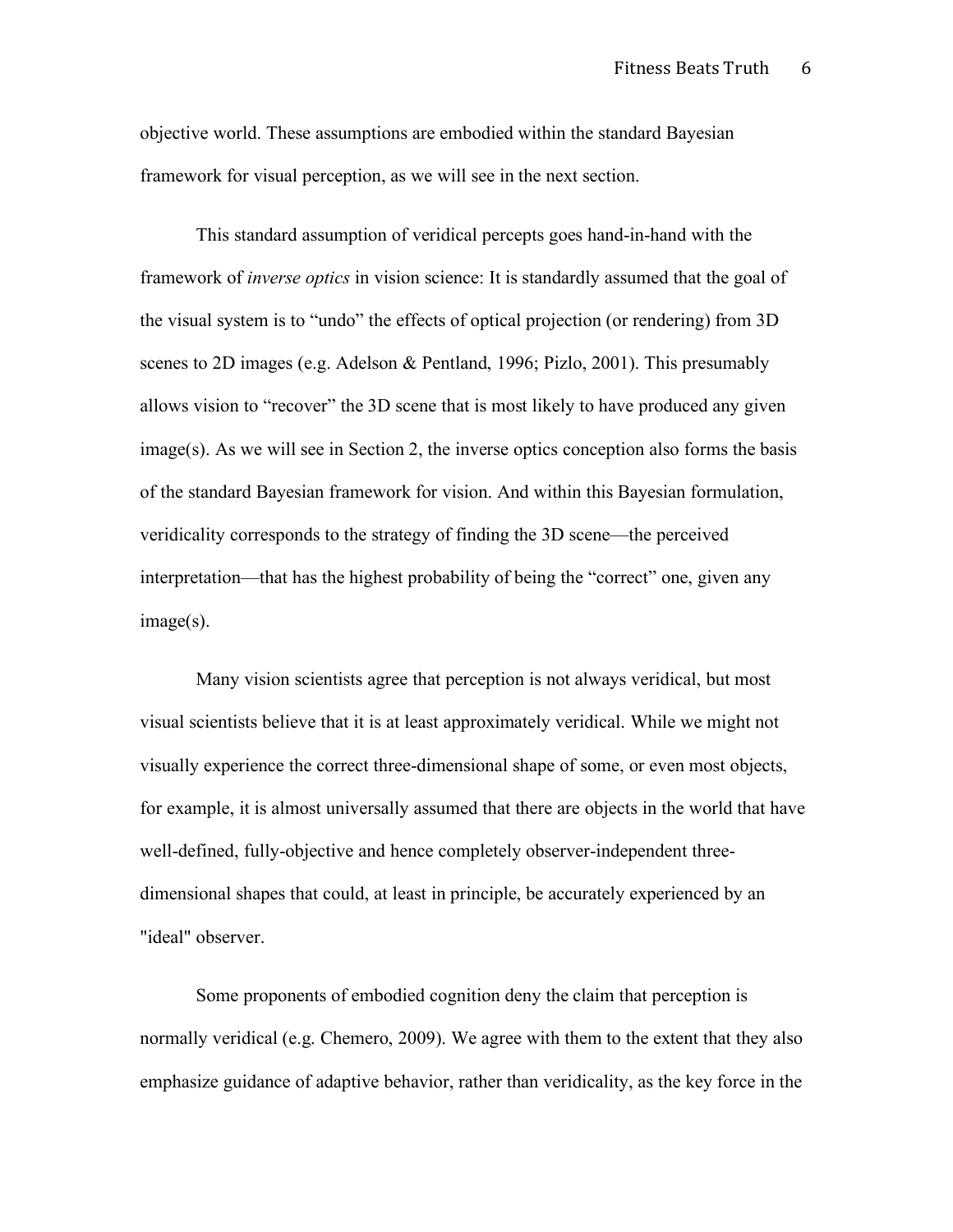objective world. These assumptions are embodied within the standard Bayesian framework for visual perception, as we will see in the next section.

This standard assumption of veridical percepts goes hand-in-hand with the framework of *inverse optics* in vision science: It is standardly assumed that the goal of the visual system is to “undo” the effects of optical projection (or rendering) from 3D scenes to 2D images (e.g. Adelson & Pentland, 1996; Pizlo, 2001). This presumably allows vision to “recover” the 3D scene that is most likely to have produced any given image(s). As we will see in Section 2, the inverse optics conception also forms the basis of the standard Bayesian framework for vision. And within this Bayesian formulation, veridicality corresponds to the strategy of finding the 3D scene—the perceived interpretation—that has the highest probability of being the “correct” one, given any image(s).

Many vision scientists agree that perception is not always veridical, but most visual scientists believe that it is at least approximately veridical. While we might not visually experience the correct three-dimensional shape of some, or even most objects, for example, it is almost universally assumed that there are objects in the world that have well-defined, fully-objective and hence completely observer-independent three-dimensional shapes that could, at least in principle, be accurately experienced by an "ideal" observer.

Some proponents of embodied cognition deny the claim that perception is normally veridical (e.g. Chemero, 2009). We agree with them to the extent that they also emphasize guidance of adaptive behavior, rather than veridicality, as the key force in the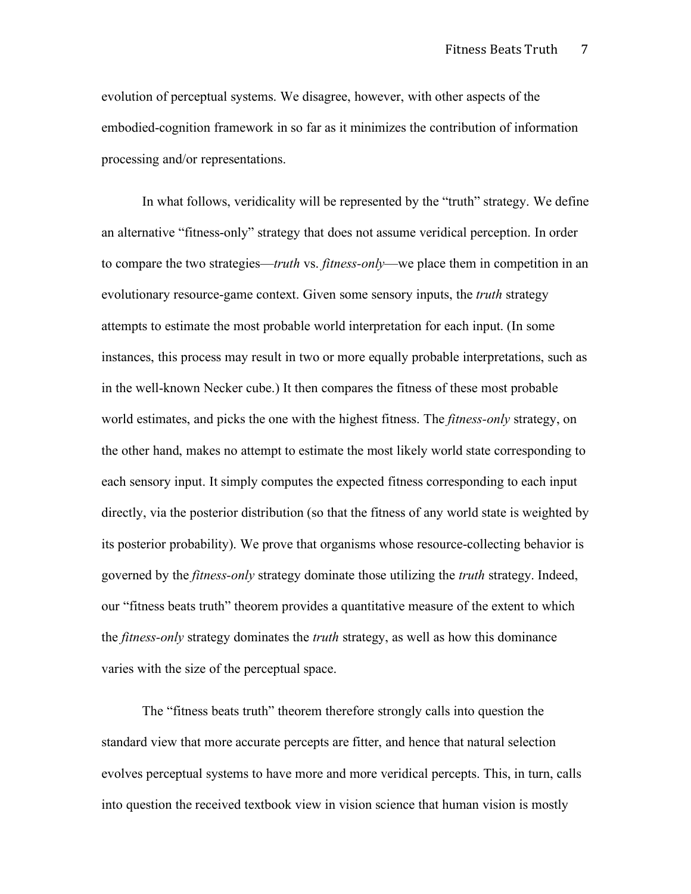evolution of perceptual systems. We disagree, however, with other aspects of the embodied-cognition framework in so far as it minimizes the contribution of information processing and/or representations.

In what follows, veridicality will be represented by the "truth" strategy. We define an alternative "fitness-only" strategy that does not assume veridical perception. In order to compare the two strategies—*truth* vs. *fitness-only*—we place them in competition in an evolutionary resource-game context. Given some sensory inputs, the *truth* strategy attempts to estimate the most probable world interpretation for each input. (In some instances, this process may result in two or more equally probable interpretations, such as in the well-known Necker cube.) It then compares the fitness of these most probable world estimates, and picks the one with the highest fitness. The *fitness-only* strategy, on the other hand, makes no attempt to estimate the most likely world state corresponding to each sensory input. It simply computes the expected fitness corresponding to each input directly, via the posterior distribution (so that the fitness of any world state is weighted by its posterior probability). We prove that organisms whose resource-collecting behavior is governed by the *fitness-only* strategy dominate those utilizing the *truth* strategy. Indeed, our "fitness beats truth" theorem provides a quantitative measure of the extent to which the *fitness-only* strategy dominates the *truth* strategy, as well as how this dominance varies with the size of the perceptual space.

The "fitness beats truth" theorem therefore strongly calls into question the standard view that more accurate percepts are fitter, and hence that natural selection evolves perceptual systems to have more and more veridical percepts. This, in turn, calls into question the received textbook view in vision science that human vision is mostly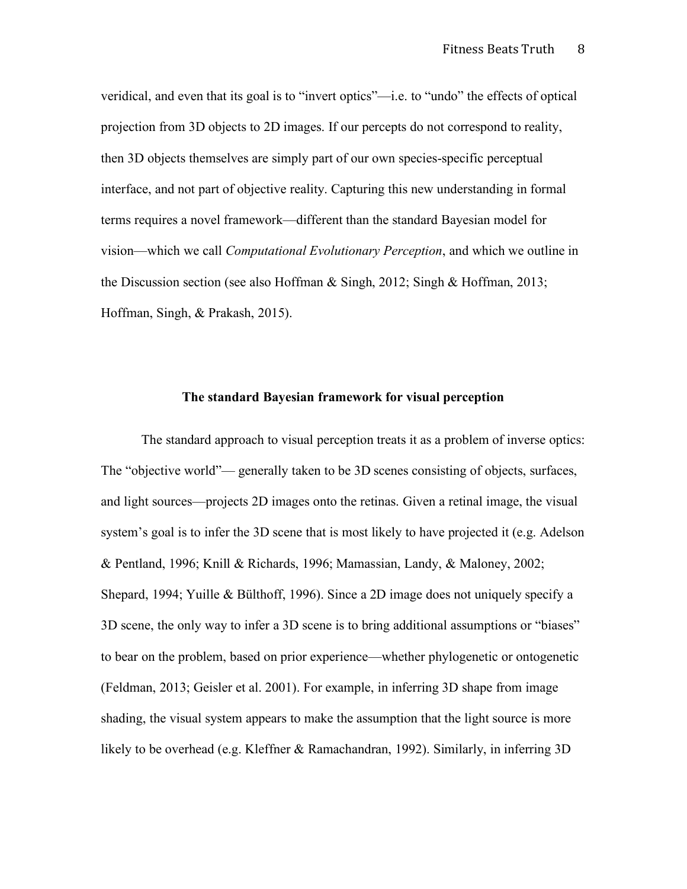veridical, and even that its goal is to "invert optics"—i.e. to "undo" the effects of optical projection from 3D objects to 2D images. If our percepts do not correspond to reality, then 3D objects themselves are simply part of our own species-specific perceptual interface, and not part of objective reality. Capturing this new understanding in formal terms requires a novel framework—different than the standard Bayesian model for vision—which we call *Computational Evolutionary Perception*, and which we outline in the Discussion section (see also Hoffman & Singh, 2012; Singh & Hoffman, 2013; Hoffman, Singh, & Prakash, 2015).

## The standard Bayesian framework for visual perception

The standard approach to visual perception treats it as a problem of inverse optics: The "objective world"— generally taken to be 3D scenes consisting of objects, surfaces, and light sources—projects 2D images onto the retinas. Given a retinal image, the visual system's goal is to infer the 3D scene that is most likely to have projected it (e.g. Adelson & Pentland, 1996; Knill & Richards, 1996; Mamassian, Landy, & Maloney, 2002; Shepard, 1994; Yuille & Bülthoff, 1996). Since a 2D image does not uniquely specify a 3D scene, the only way to infer a 3D scene is to bring additional assumptions or "biases" to bear on the problem, based on prior experience—whether phylogenetic or ontogenetic (Feldman, 2013; Geisler et al. 2001). For example, in inferring 3D shape from image shading, the visual system appears to make the assumption that the light source is more likely to be overhead (e.g. Kleffner & Ramachandran, 1992). Similarly, in inferring 3D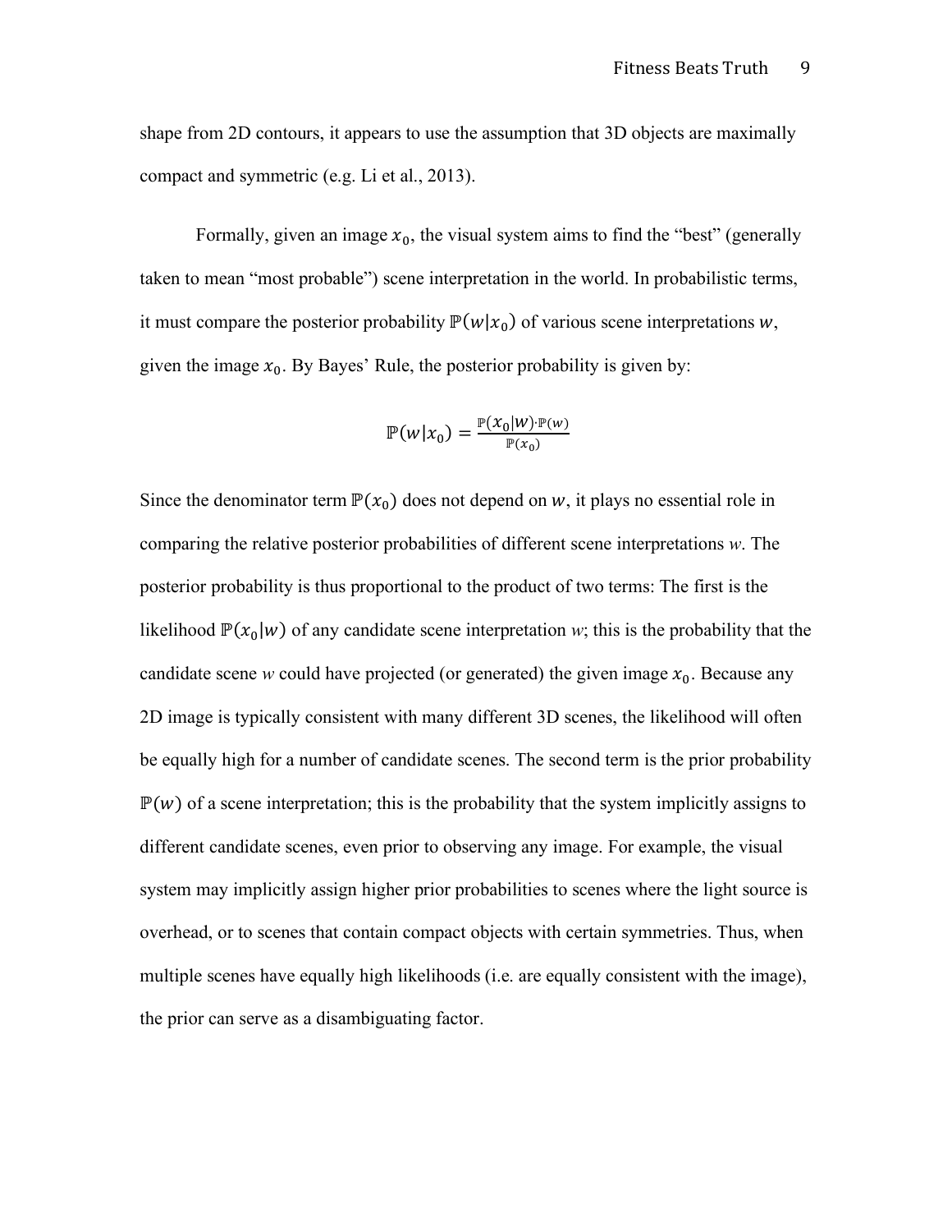shape from 2D contours, it appears to use the assumption that 3D objects are maximally compact and symmetric (e.g. Li et al., 2013).

Formally, given an image $x_0$, the visual system aims to find the "best" (generally taken to mean "most probable") scene interpretation in the world. In probabilistic terms, it must compare the posterior probability $\mathbb{P}(w|x_0)$ of various scene interpretations $w$, given the image $x_0$. By Bayes' Rule, the posterior probability is given by:

$$\mathbb{P}(w|x_0) = \frac{\mathbb{P}(x_0|w) \cdot \mathbb{P}(w)}{\mathbb{P}(x_0)}$$

Since the denominator term $\mathbb{P}(x_0)$ does not depend on $w$, it plays no essential role in comparing the relative posterior probabilities of different scene interpretations *w*. The posterior probability is thus proportional to the product of two terms: The first is the likelihood $\mathbb{P}(x_0|w)$ of any candidate scene interpretation *w*; this is the probability that the candidate scene *w* could have projected (or generated) the given image $x_0$. Because any 2D image is typically consistent with many different 3D scenes, the likelihood will often be equally high for a number of candidate scenes. The second term is the prior probability $\mathbb{P}(w)$ of a scene interpretation; this is the probability that the system implicitly assigns to different candidate scenes, even prior to observing any image. For example, the visual system may implicitly assign higher prior probabilities to scenes where the light source is overhead, or to scenes that contain compact objects with certain symmetries. Thus, when multiple scenes have equally high likelihoods (i.e. are equally consistent with the image), the prior can serve as a disambiguating factor.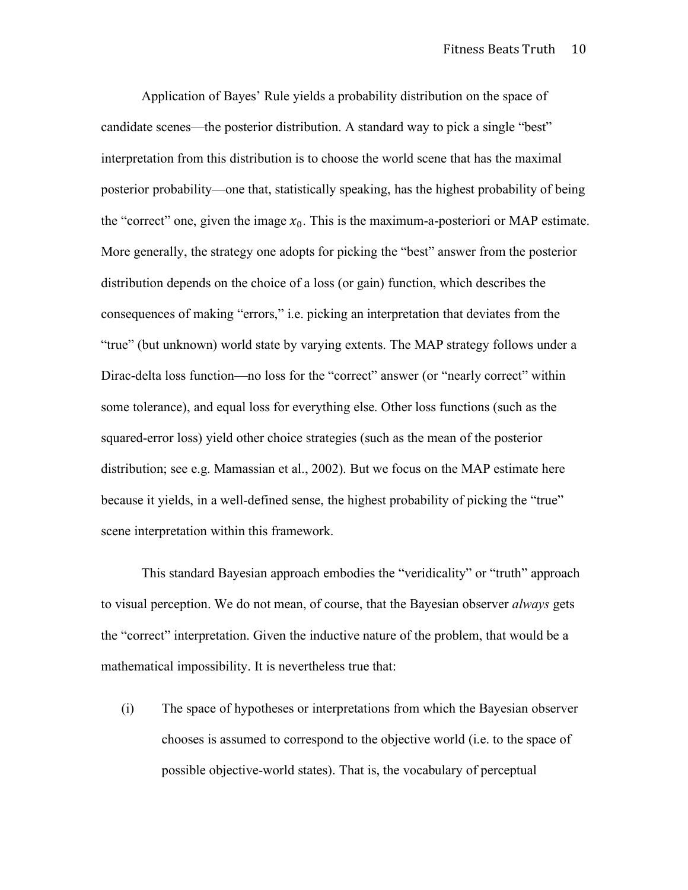Application of Bayes' Rule yields a probability distribution on the space of candidate scenes—the posterior distribution. A standard way to pick a single "best" interpretation from this distribution is to choose the world scene that has the maximal posterior probability—one that, statistically speaking, has the highest probability of being the "correct" one, given the image $x_0$. This is the maximum-a-posteriori or MAP estimate. More generally, the strategy one adopts for picking the "best" answer from the posterior distribution depends on the choice of a loss (or gain) function, which describes the consequences of making "errors," i.e. picking an interpretation that deviates from the "true" (but unknown) world state by varying extents. The MAP strategy follows under a Dirac-delta loss function—no loss for the "correct" answer (or "nearly correct" within some tolerance), and equal loss for everything else. Other loss functions (such as the squared-error loss) yield other choice strategies (such as the mean of the posterior distribution; see e.g. Mamassian et al., 2002). But we focus on the MAP estimate here because it yields, in a well-defined sense, the highest probability of picking the "true" scene interpretation within this framework.

This standard Bayesian approach embodies the "veridicality" or "truth" approach to visual perception. We do not mean, of course, that the Bayesian observer *always* gets the "correct" interpretation. Given the inductive nature of the problem, that would be a mathematical impossibility. It is nevertheless true that:

(i) The space of hypotheses or interpretations from which the Bayesian observer chooses is assumed to correspond to the objective world (i.e. to the space of possible objective-world states). That is, the vocabulary of perceptual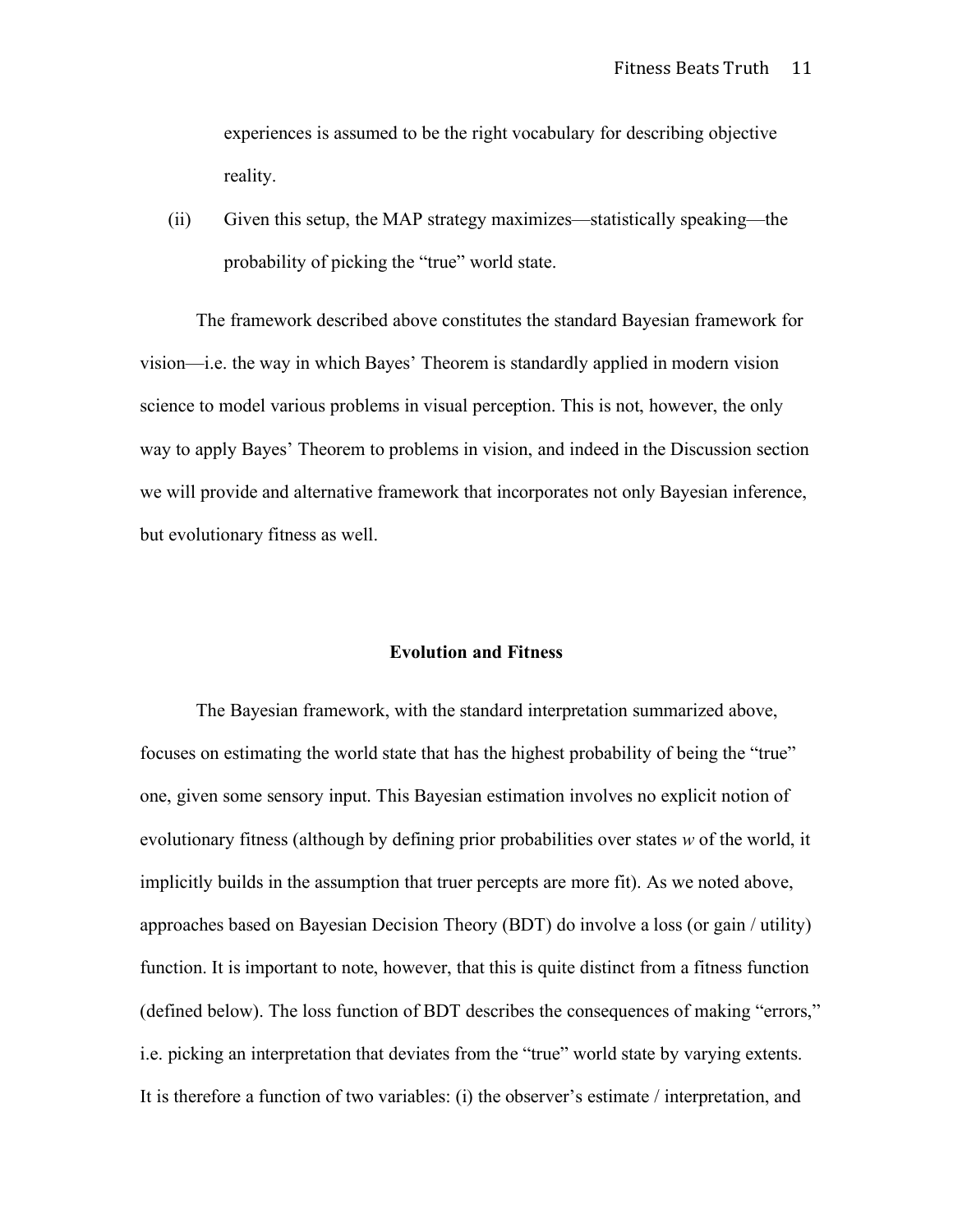experiences is assumed to be the right vocabulary for describing objective reality.

(ii) Given this setup, the MAP strategy maximizes—statistically speaking—the probability of picking the "true" world state.

The framework described above constitutes the standard Bayesian framework for vision—i.e. the way in which Bayes' Theorem is standardly applied in modern vision science to model various problems in visual perception. This is not, however, the only way to apply Bayes' Theorem to problems in vision, and indeed in the Discussion section we will provide and alternative framework that incorporates not only Bayesian inference, but evolutionary fitness as well.

## Evolution and Fitness

The Bayesian framework, with the standard interpretation summarized above, focuses on estimating the world state that has the highest probability of being the "true" one, given some sensory input. This Bayesian estimation involves no explicit notion of evolutionary fitness (although by defining prior probabilities over states $w$ of the world, it implicitly builds in the assumption that truer percepts are more fit). As we noted above, approaches based on Bayesian Decision Theory (BDT) do involve a loss (or gain / utility) function. It is important to note, however, that this is quite distinct from a fitness function (defined below). The loss function of BDT describes the consequences of making "errors," i.e. picking an interpretation that deviates from the "true" world state by varying extents. It is therefore a function of two variables: (i) the observer's estimate / interpretation, and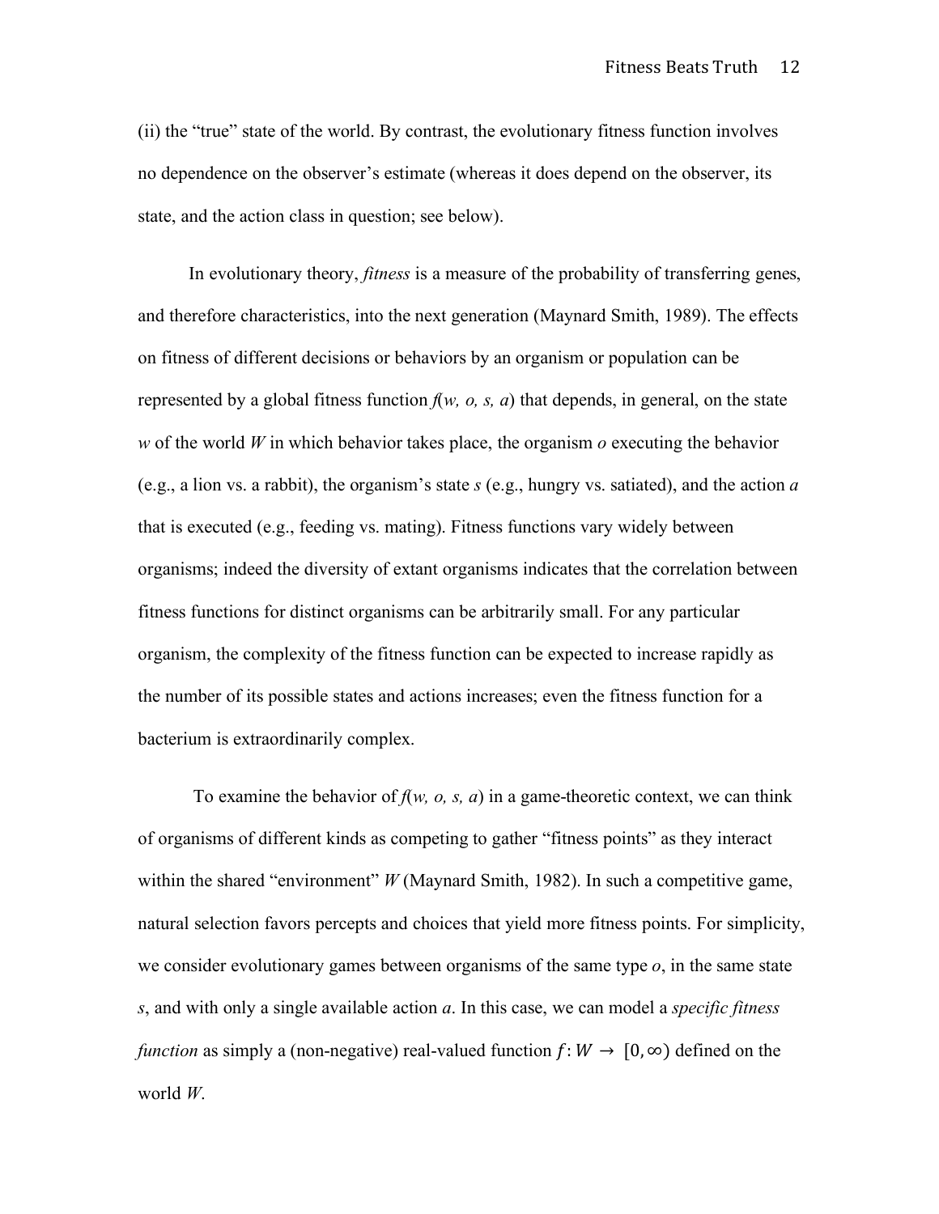(ii) the "true" state of the world. By contrast, the evolutionary fitness function involves no dependence on the observer's estimate (whereas it does depend on the observer, its state, and the action class in question; see below).

In evolutionary theory, *fitness* is a measure of the probability of transferring genes, and therefore characteristics, into the next generation (Maynard Smith, 1989). The effects on fitness of different decisions or behaviors by an organism or population can be represented by a global fitness function $f(w, o, s, a)$ that depends, in general, on the state $w$ of the world $W$ in which behavior takes place, the organism $o$ executing the behavior (e.g., a lion vs. a rabbit), the organism's state $s$ (e.g., hungry vs. satiated), and the action $a$ that is executed (e.g., feeding vs. mating). Fitness functions vary widely between organisms; indeed the diversity of extant organisms indicates that the correlation between fitness functions for distinct organisms can be arbitrarily small. For any particular organism, the complexity of the fitness function can be expected to increase rapidly as the number of its possible states and actions increases; even the fitness function for a bacterium is extraordinarily complex.

To examine the behavior of $f(w, o, s, a)$ in a game-theoretic context, we can think of organisms of different kinds as competing to gather "fitness points" as they interact within the shared "environment" $W$ (Maynard Smith, 1982). In such a competitive game, natural selection favors percepts and choices that yield more fitness points. For simplicity, we consider evolutionary games between organisms of the same type $o$, in the same state $s$, and with only a single available action $a$. In this case, we can model a *specific fitness function* as simply a (non-negative) real-valued function $f: W \rightarrow [0, \infty)$ defined on the world $W$.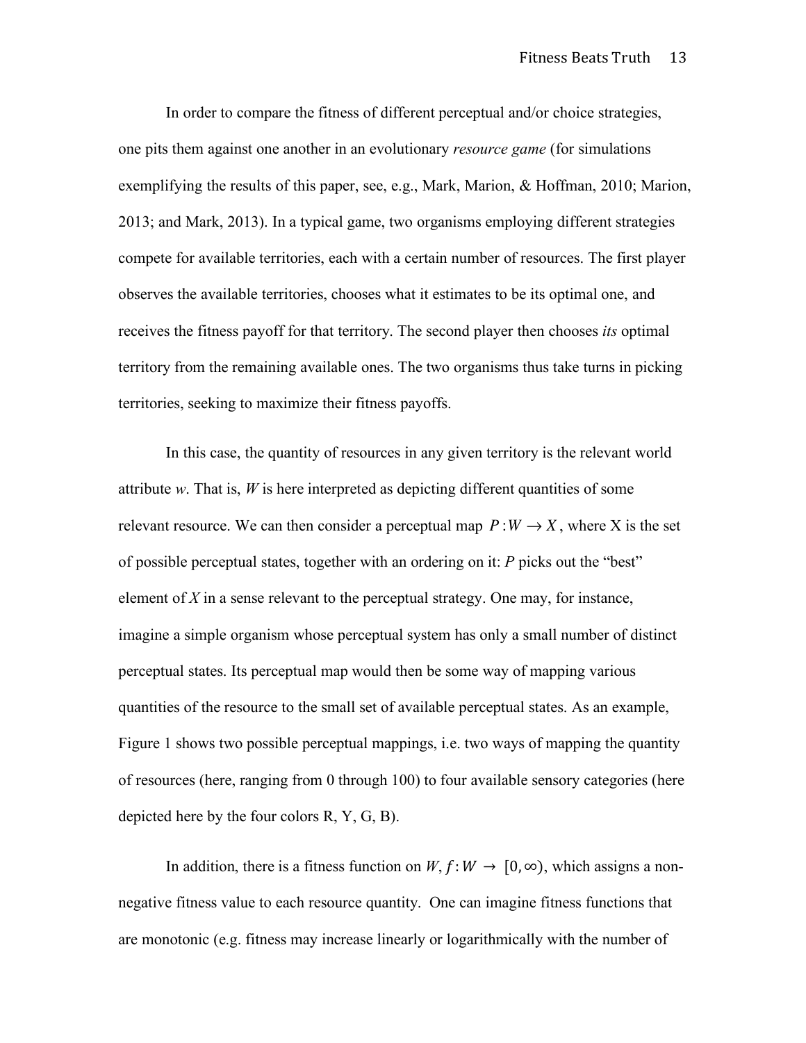In order to compare the fitness of different perceptual and/or choice strategies, one pits them against one another in an evolutionary *resource game* (for simulations exemplifying the results of this paper, see, e.g., Mark, Marion, & Hoffman, 2010; Marion, 2013; and Mark, 2013). In a typical game, two organisms employing different strategies compete for available territories, each with a certain number of resources. The first player observes the available territories, chooses what it estimates to be its optimal one, and receives the fitness payoff for that territory. The second player then chooses *its* optimal territory from the remaining available ones. The two organisms thus take turns in picking territories, seeking to maximize their fitness payoffs.

In this case, the quantity of resources in any given territory is the relevant world attribute *w*. That is, *W* is here interpreted as depicting different quantities of some relevant resource. We can then consider a perceptual map $P: W \to X$, where X is the set of possible perceptual states, together with an ordering on it: *P* picks out the "best" element of *X* in a sense relevant to the perceptual strategy. One may, for instance, imagine a simple organism whose perceptual system has only a small number of distinct perceptual states. Its perceptual map would then be some way of mapping various quantities of the resource to the small set of available perceptual states. As an example, Figure 1 shows two possible perceptual mappings, i.e. two ways of mapping the quantity of resources (here, ranging from 0 through 100) to four available sensory categories (here depicted here by the four colors R, Y, G, B).

In addition, there is a fitness function on $W$, $f: W \to [0, \infty)$, which assigns a non-negative fitness value to each resource quantity. One can imagine fitness functions that are monotonic (e.g. fitness may increase linearly or logarithmically with the number of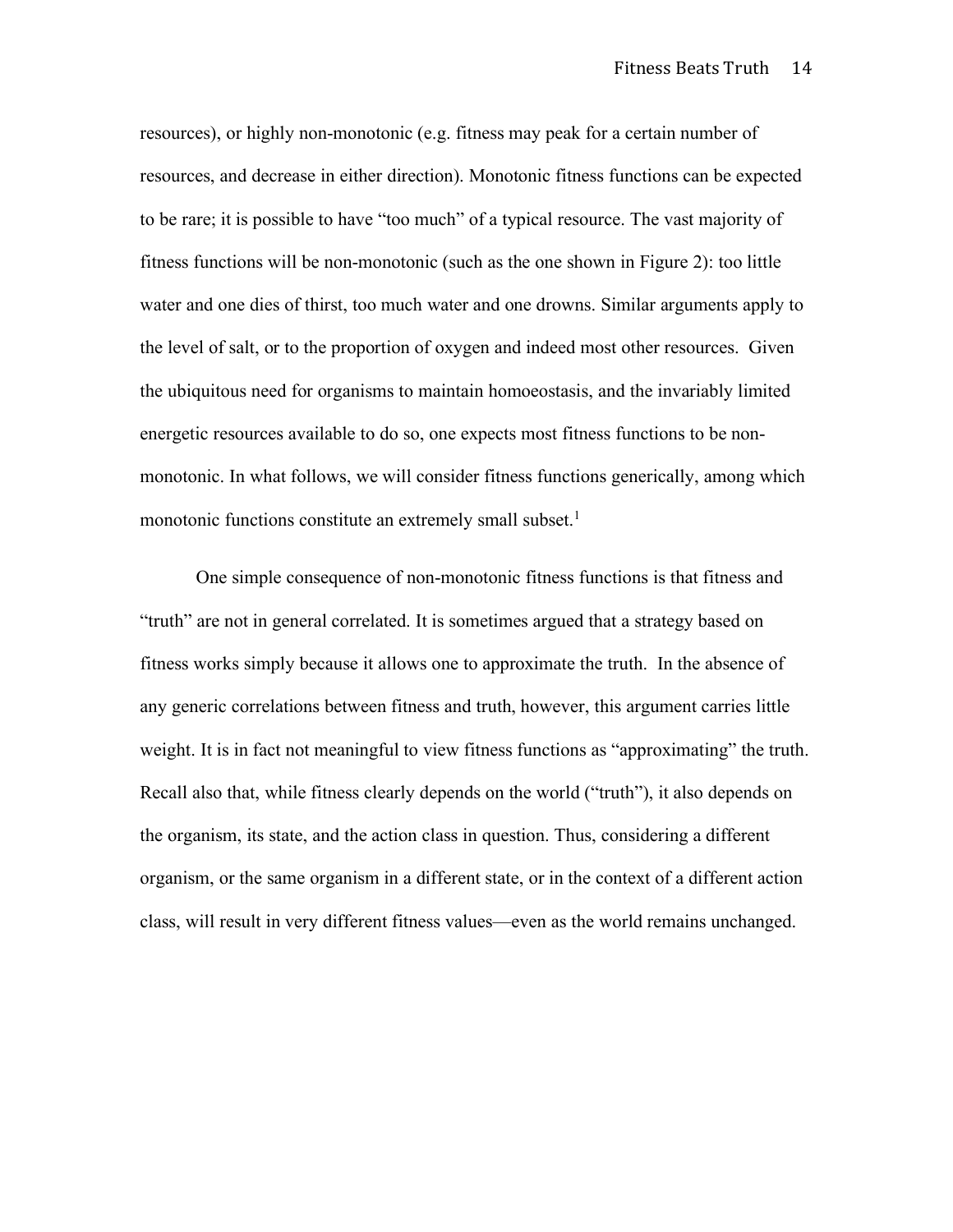resources), or highly non-monotonic (e.g. fitness may peak for a certain number of resources, and decrease in either direction). Monotonic fitness functions can be expected to be rare; it is possible to have "too much" of a typical resource. The vast majority of fitness functions will be non-monotonic (such as the one shown in Figure 2): too little water and one dies of thirst, too much water and one drowns. Similar arguments apply to the level of salt, or to the proportion of oxygen and indeed most other resources. Given the ubiquitous need for organisms to maintain homoeostasis, and the invariably limited energetic resources available to do so, one expects most fitness functions to be non-monotonic. In what follows, we will consider fitness functions generically, among which monotonic functions constitute an extremely small subset.[1]

One simple consequence of non-monotonic fitness functions is that fitness and "truth" are not in general correlated. It is sometimes argued that a strategy based on fitness works simply because it allows one to approximate the truth. In the absence of any generic correlations between fitness and truth, however, this argument carries little weight. It is in fact not meaningful to view fitness functions as "approximating" the truth. Recall also that, while fitness clearly depends on the world ("truth"), it also depends on the organism, its state, and the action class in question. Thus, considering a different organism, or the same organism in a different state, or in the context of a different action class, will result in very different fitness values—even as the world remains unchanged.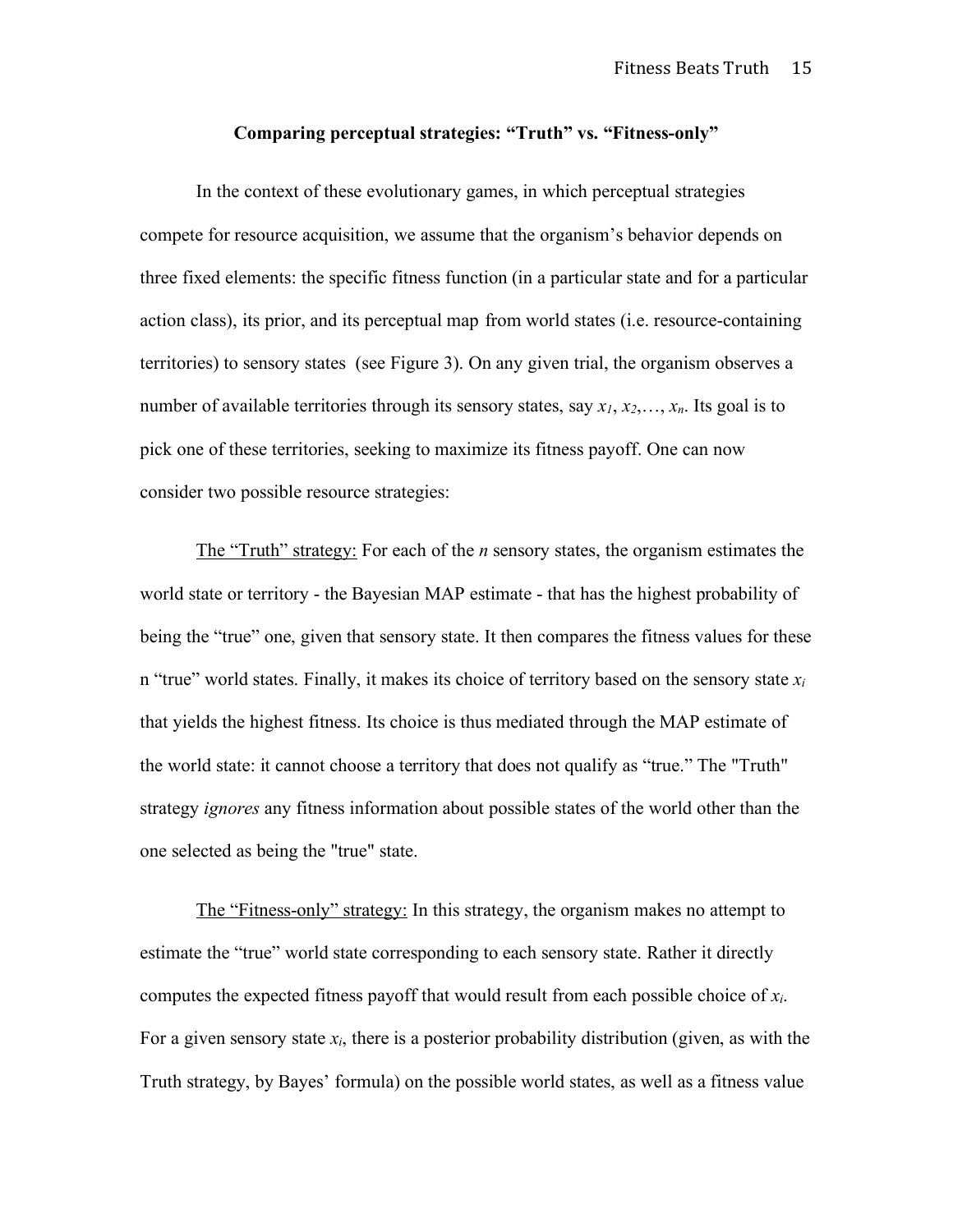## Comparing perceptual strategies: "Truth" vs. "Fitness-only"

In the context of these evolutionary games, in which perceptual strategies compete for resource acquisition, we assume that the organism's behavior depends on three fixed elements: the specific fitness function (in a particular state and for a particular action class), its prior, and its perceptual map from world states (i.e. resource-containing territories) to sensory states (see Figure 3). On any given trial, the organism observes a number of available territories through its sensory states, say $x_1, x_2, \ldots, x_n$. Its goal is to pick one of these territories, seeking to maximize its fitness payoff. One can now consider two possible resource strategies:

The "Truth" strategy: For each of the $n$ sensory states, the organism estimates the world state or territory - the Bayesian MAP estimate - that has the highest probability of being the "true" one, given that sensory state. It then compares the fitness values for these n "true" world states. Finally, it makes its choice of territory based on the sensory state $x_i$ that yields the highest fitness. Its choice is thus mediated through the MAP estimate of the world state: it cannot choose a territory that does not qualify as "true." The "Truth" strategy *ignores* any fitness information about possible states of the world other than the one selected as being the "true" state.

The "Fitness-only" strategy: In this strategy, the organism makes no attempt to estimate the "true" world state corresponding to each sensory state. Rather it directly computes the expected fitness payoff that would result from each possible choice of $x_i$. For a given sensory state $x_i$, there is a posterior probability distribution (given, as with the Truth strategy, by Bayes' formula) on the possible world states, as well as a fitness value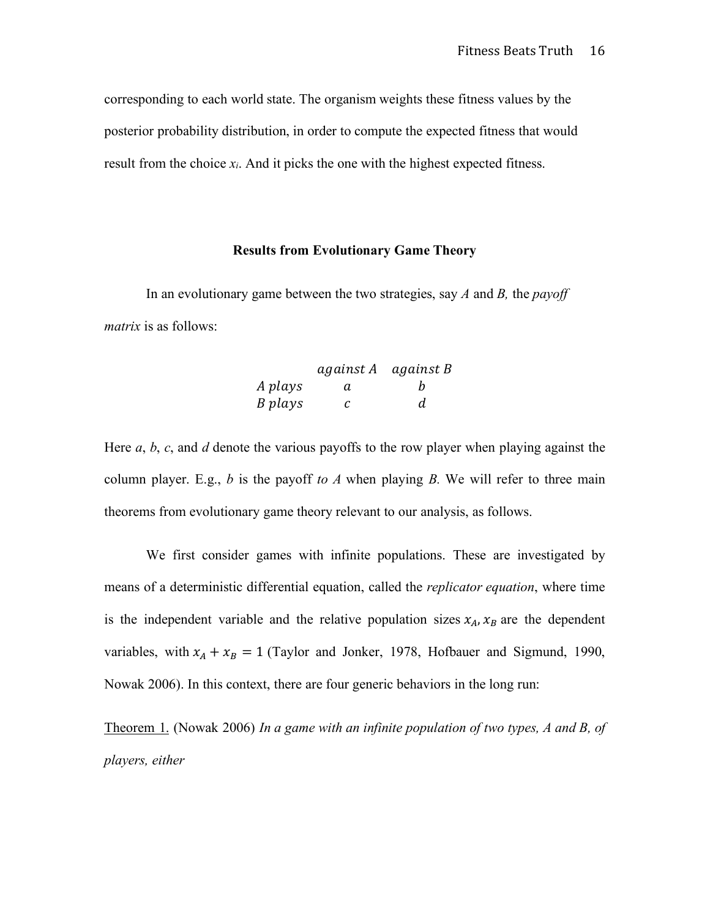corresponding to each world state. The organism weights these fitness values by the posterior probability distribution, in order to compute the expected fitness that would result from the choice $x_i$. And it picks the one with the highest expected fitness.

**Results from Evolutionary Game Theory**

In an evolutionary game between the two strategies, say *A* and *B,* the *payoff matrix* is as follows:

$$\begin{array}{lcc} & against\ A & against\ B \\ A\ plays & a & b \\ B\ plays & c & d \end{array}$$

Here *a*, *b*, *c*, and *d* denote the various payoffs to the row player when playing against the column player. E.g., *b* is the payoff *to A* when playing *B.* We will refer to three main theorems from evolutionary game theory relevant to our analysis, as follows.

We first consider games with infinite populations. These are investigated by means of a deterministic differential equation, called the *replicator equation*, where time is the independent variable and the relative population sizes $x_A, x_B$ are the dependent variables, with $x_A + x_B = 1$ (Taylor and Jonker, 1978, Hofbauer and Sigmund, 1990, Nowak 2006). In this context, there are four generic behaviors in the long run:

Theorem 1. (Nowak 2006) *In a game with an infinite population of two types, A and B, of players, either*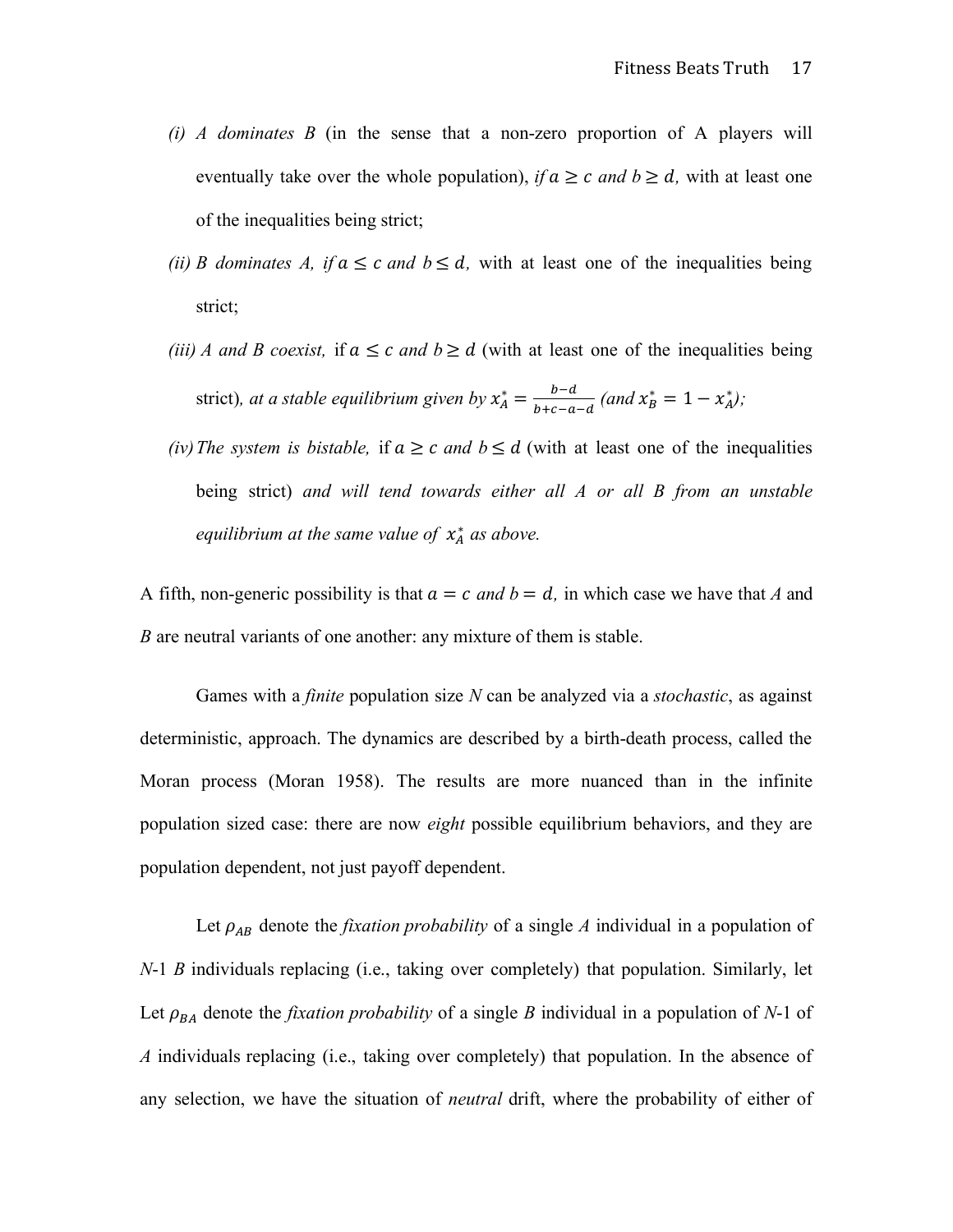*(i) A dominates B* (in the sense that a non-zero proportion of A players will eventually take over the whole population), *if* $a \geq c$ *and* $b \geq d$, with at least one of the inequalities being strict;

*(ii) B dominates A, if* $a \leq c$ *and* $b \leq d$, with at least one of the inequalities being strict;

*(iii) A and B coexist,* if $a \leq c$ *and* $b \geq d$ (with at least one of the inequalities being strict)*, at a stable equilibrium given by* $x_A^* = \frac{b-d}{b+c-a-d}$ *(and* $x_B^* = 1 - x_A^*$*);*

*(iv) The system is bistable,* if $a \geq c$ *and* $b \leq d$ (with at least one of the inequalities being strict) *and will tend towards either all A or all B from an unstable equilibrium at the same value of* $x_A^*$ *as above.*

A fifth, non-generic possibility is that $a = c$ *and* $b = d$, in which case we have that *A* and *B* are neutral variants of one another: any mixture of them is stable.

Games with a *finite* population size *N* can be analyzed via a *stochastic*, as against deterministic, approach. The dynamics are described by a birth-death process, called the Moran process (Moran 1958). The results are more nuanced than in the infinite population sized case: there are now *eight* possible equilibrium behaviors, and they are population dependent, not just payoff dependent.

Let $\rho_{AB}$ denote the *fixation probability* of a single *A* individual in a population of *N*-1 *B* individuals replacing (i.e., taking over completely) that population. Similarly, let Let $\rho_{BA}$ denote the *fixation probability* of a single *B* individual in a population of *N*-1 of *A* individuals replacing (i.e., taking over completely) that population. In the absence of any selection, we have the situation of *neutral* drift, where the probability of either of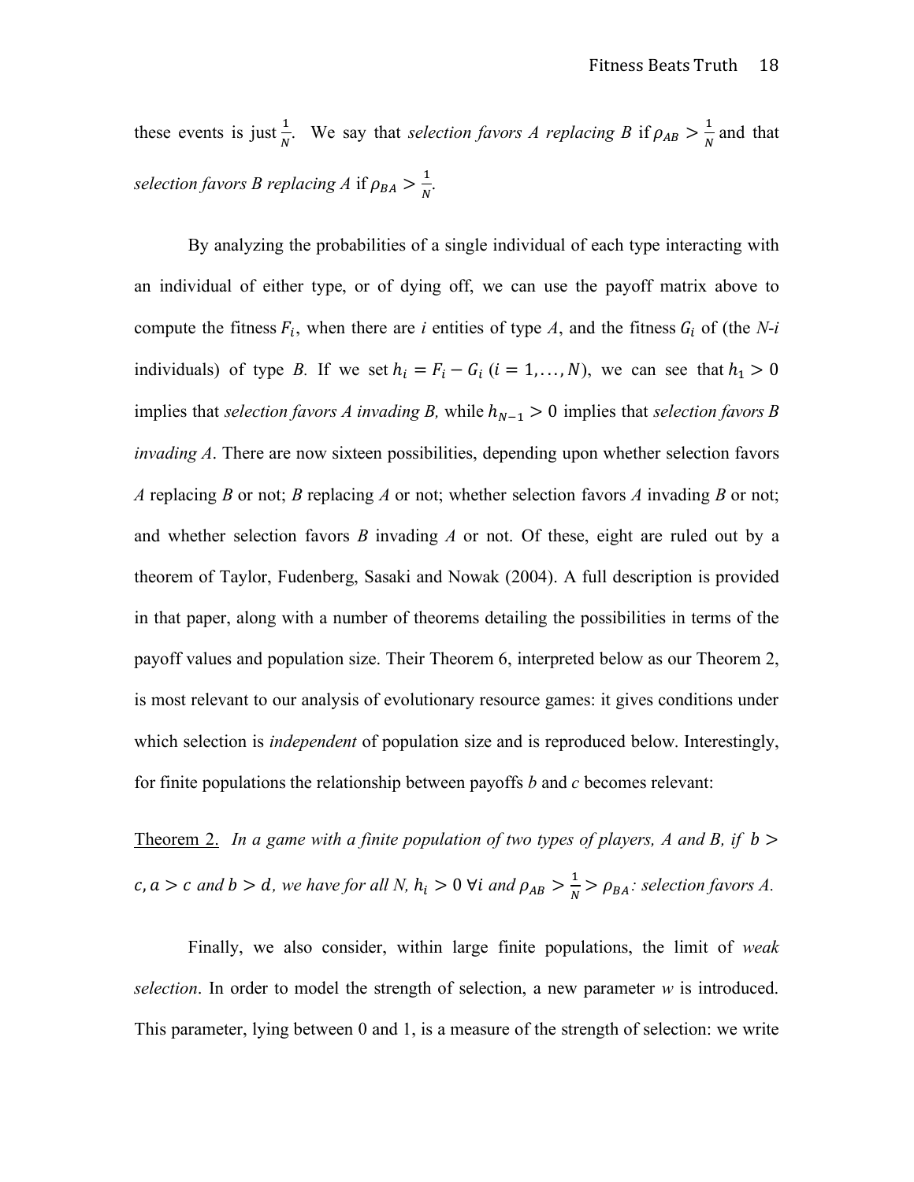these events is just $\frac{1}{N}$. We say that *selection favors A replacing B* if $\rho_{AB} > \frac{1}{N}$ and that *selection favors B replacing A* if $\rho_{BA} > \frac{1}{N}$.

By analyzing the probabilities of a single individual of each type interacting with an individual of either type, or of dying off, we can use the payoff matrix above to compute the fitness $F_i$, when there are *i* entities of type *A*, and the fitness $G_i$ of (the *N-i* individuals) of type *B*. If we set $h_i = F_i - G_i$ $(i = 1, \ldots, N)$, we can see that $h_1 > 0$ implies that *selection favors A invading B,* while $h_{N-1} > 0$ implies that *selection favors B invading A*. There are now sixteen possibilities, depending upon whether selection favors *A* replacing *B* or not; *B* replacing *A* or not; whether selection favors *A* invading *B* or not; and whether selection favors *B* invading *A* or not. Of these, eight are ruled out by a theorem of Taylor, Fudenberg, Sasaki and Nowak (2004). A full description is provided in that paper, along with a number of theorems detailing the possibilities in terms of the payoff values and population size. Their Theorem 6, interpreted below as our Theorem 2, is most relevant to our analysis of evolutionary resource games: it gives conditions under which selection is *independent* of population size and is reproduced below. Interestingly, for finite populations the relationship between payoffs *b* and *c* becomes relevant:

Theorem 2. *In a game with a finite population of two types of players, A and B, if* $b > c, a > c$ *and* $b > d$*, we have for all N,* $h_i > 0$ $\forall i$ *and* $\rho_{AB} > \frac{1}{N} > \rho_{BA}$*: selection favors A.*

Finally, we also consider, within large finite populations, the limit of *weak selection*. In order to model the strength of selection, a new parameter *w* is introduced. This parameter, lying between 0 and 1, is a measure of the strength of selection: we write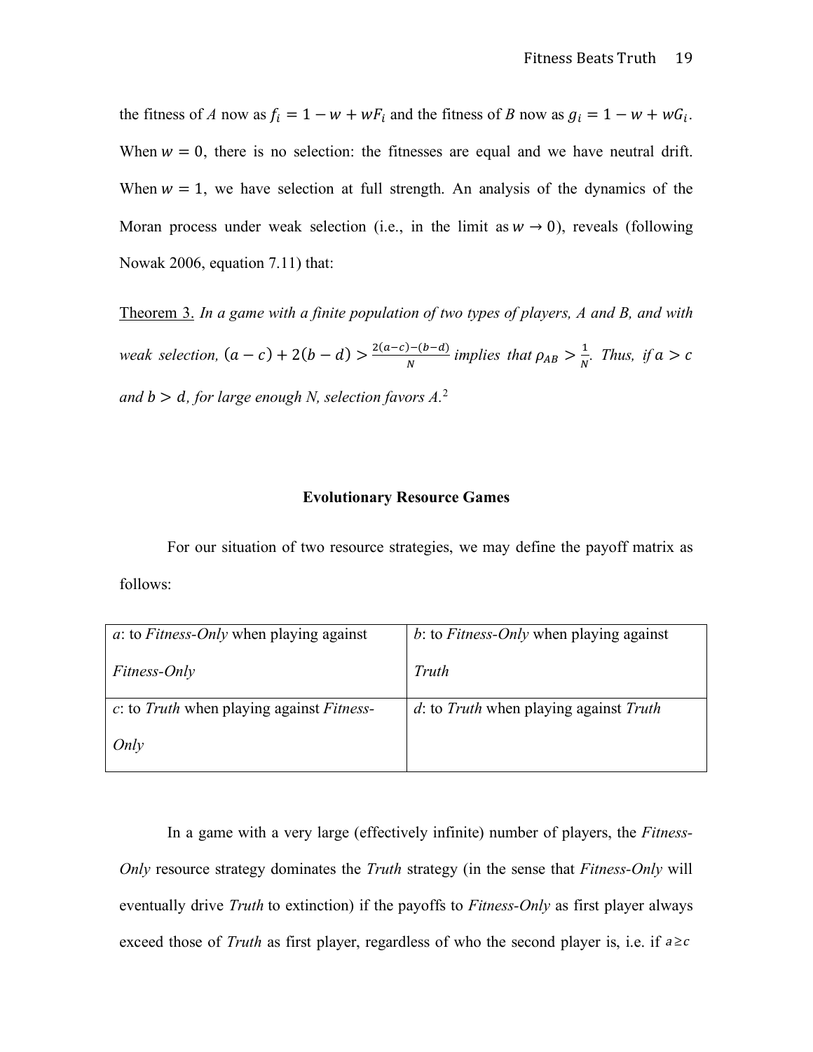the fitness of *A* now as $f_i = 1 - w + wF_i$ and the fitness of *B* now as $g_i = 1 - w + wG_i$. When $w = 0$, there is no selection: the fitnesses are equal and we have neutral drift. When $w = 1$, we have selection at full strength. An analysis of the dynamics of the Moran process under weak selection (i.e., in the limit as $w \to 0$), reveals (following Nowak 2006, equation 7.11) that:

<u>Theorem 3.</u> *In a game with a finite population of two types of players, A and B, and with weak selection,* $(a - c) + 2(b - d) > \frac{2(a-c)-(b-d)}{N}$ *implies that* $\rho_{AB} > \frac{1}{N}$*. Thus, if* $a > c$ *and* $b > d$*, for large enough N, selection favors A.*[2]

## Evolutionary Resource Games

For our situation of two resource strategies, we may define the payoff matrix as follows:

| *a*: to *Fitness-Only* when playing against *Fitness-Only* | *b*: to *Fitness-Only* when playing against *Truth* |
|---|---|
| *c*: to *Truth* when playing against *Fitness-Only* | *d*: to *Truth* when playing against *Truth* |

In a game with a very large (effectively infinite) number of players, the *Fitness-Only* resource strategy dominates the *Truth* strategy (in the sense that *Fitness-Only* will eventually drive *Truth* to extinction) if the payoffs to *Fitness-Only* as first player always exceed those of *Truth* as first player, regardless of who the second player is, i.e. if $a \geq c$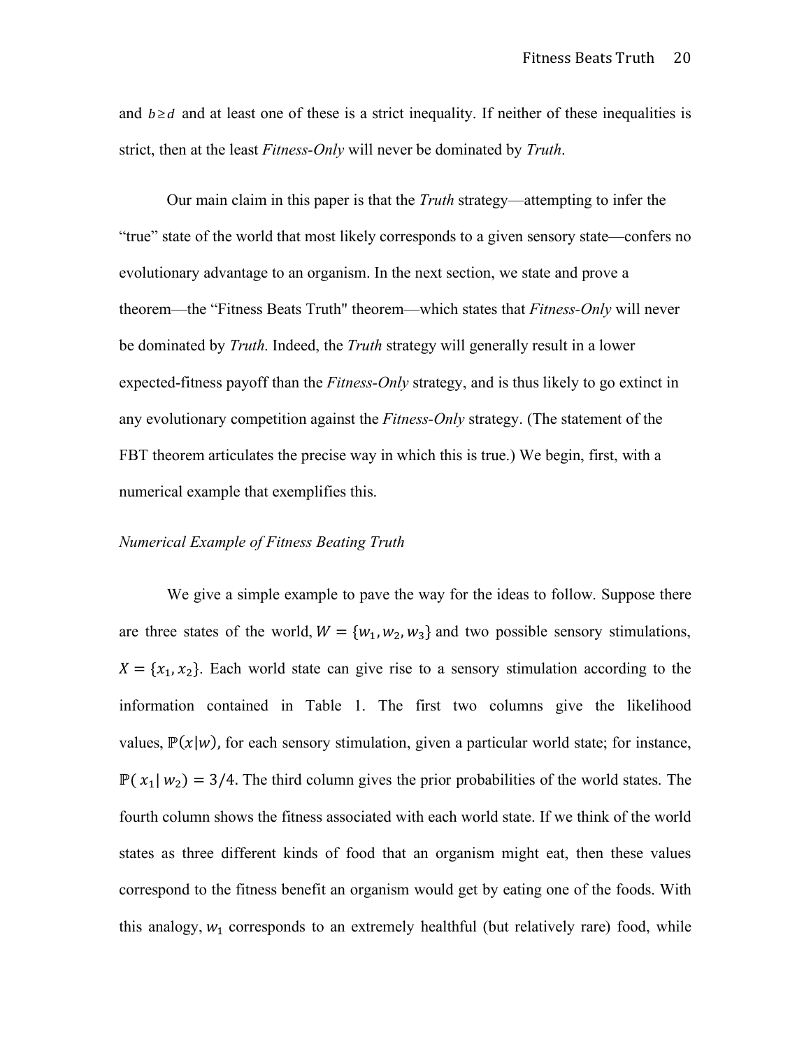and $b \geq d$ and at least one of these is a strict inequality. If neither of these inequalities is strict, then at the least *Fitness-Only* will never be dominated by *Truth*.

Our main claim in this paper is that the *Truth* strategy—attempting to infer the "true" state of the world that most likely corresponds to a given sensory state—confers no evolutionary advantage to an organism. In the next section, we state and prove a theorem—the "Fitness Beats Truth" theorem—which states that *Fitness-Only* will never be dominated by *Truth*. Indeed, the *Truth* strategy will generally result in a lower expected-fitness payoff than the *Fitness-Only* strategy, and is thus likely to go extinct in any evolutionary competition against the *Fitness-Only* strategy. (The statement of the FBT theorem articulates the precise way in which this is true.) We begin, first, with a numerical example that exemplifies this.

*Numerical Example of Fitness Beating Truth*

We give a simple example to pave the way for the ideas to follow. Suppose there are three states of the world, $W = \{w_1, w_2, w_3\}$ and two possible sensory stimulations, $X = \{x_1, x_2\}$. Each world state can give rise to a sensory stimulation according to the information contained in Table 1. The first two columns give the likelihood values, $\mathbb{P}(x|w)$, for each sensory stimulation, given a particular world state; for instance, $\mathbb{P}(x_1| w_2) = 3/4$. The third column gives the prior probabilities of the world states. The fourth column shows the fitness associated with each world state. If we think of the world states as three different kinds of food that an organism might eat, then these values correspond to the fitness benefit an organism would get by eating one of the foods. With this analogy, $w_1$ corresponds to an extremely healthful (but relatively rare) food, while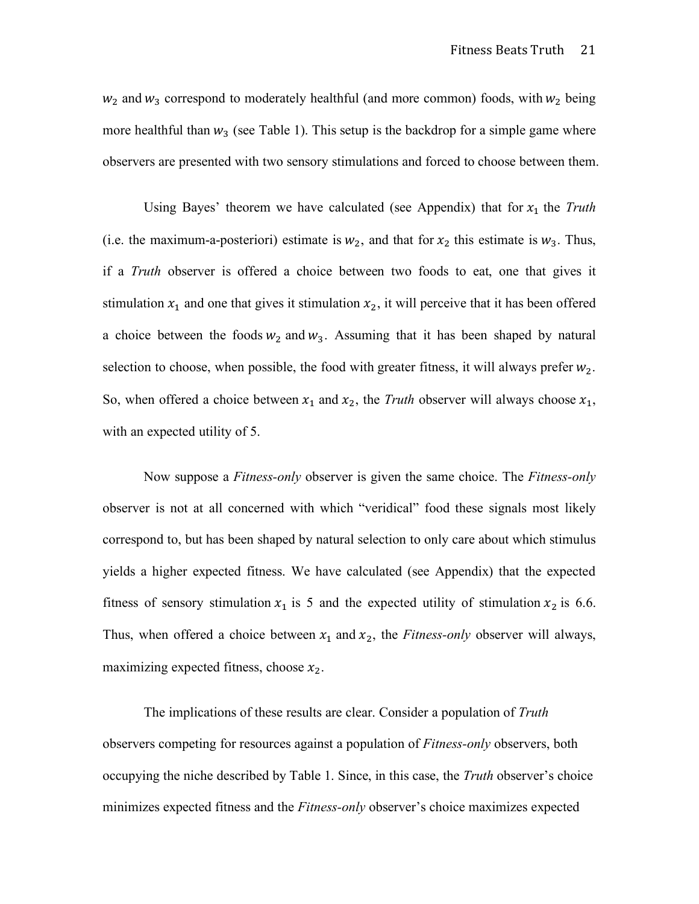$w_2$ and $w_3$ correspond to moderately healthful (and more common) foods, with $w_2$ being more healthful than $w_3$ (see Table 1). This setup is the backdrop for a simple game where observers are presented with two sensory stimulations and forced to choose between them.

Using Bayes' theorem we have calculated (see Appendix) that for $x_1$ the *Truth* (i.e. the maximum-a-posteriori) estimate is $w_2$, and that for $x_2$ this estimate is $w_3$. Thus, if a *Truth* observer is offered a choice between two foods to eat, one that gives it stimulation $x_1$ and one that gives it stimulation $x_2$, it will perceive that it has been offered a choice between the foods $w_2$ and $w_3$. Assuming that it has been shaped by natural selection to choose, when possible, the food with greater fitness, it will always prefer $w_2$. So, when offered a choice between $x_1$ and $x_2$, the *Truth* observer will always choose $x_1$, with an expected utility of 5.

Now suppose a *Fitness-only* observer is given the same choice. The *Fitness-only* observer is not at all concerned with which "veridical" food these signals most likely correspond to, but has been shaped by natural selection to only care about which stimulus yields a higher expected fitness. We have calculated (see Appendix) that the expected fitness of sensory stimulation $x_1$ is 5 and the expected utility of stimulation $x_2$ is 6.6. Thus, when offered a choice between $x_1$ and $x_2$, the *Fitness-only* observer will always, maximizing expected fitness, choose $x_2$.

The implications of these results are clear. Consider a population of *Truth* observers competing for resources against a population of *Fitness-only* observers, both occupying the niche described by Table 1. Since, in this case, the *Truth* observer's choice minimizes expected fitness and the *Fitness-only* observer's choice maximizes expected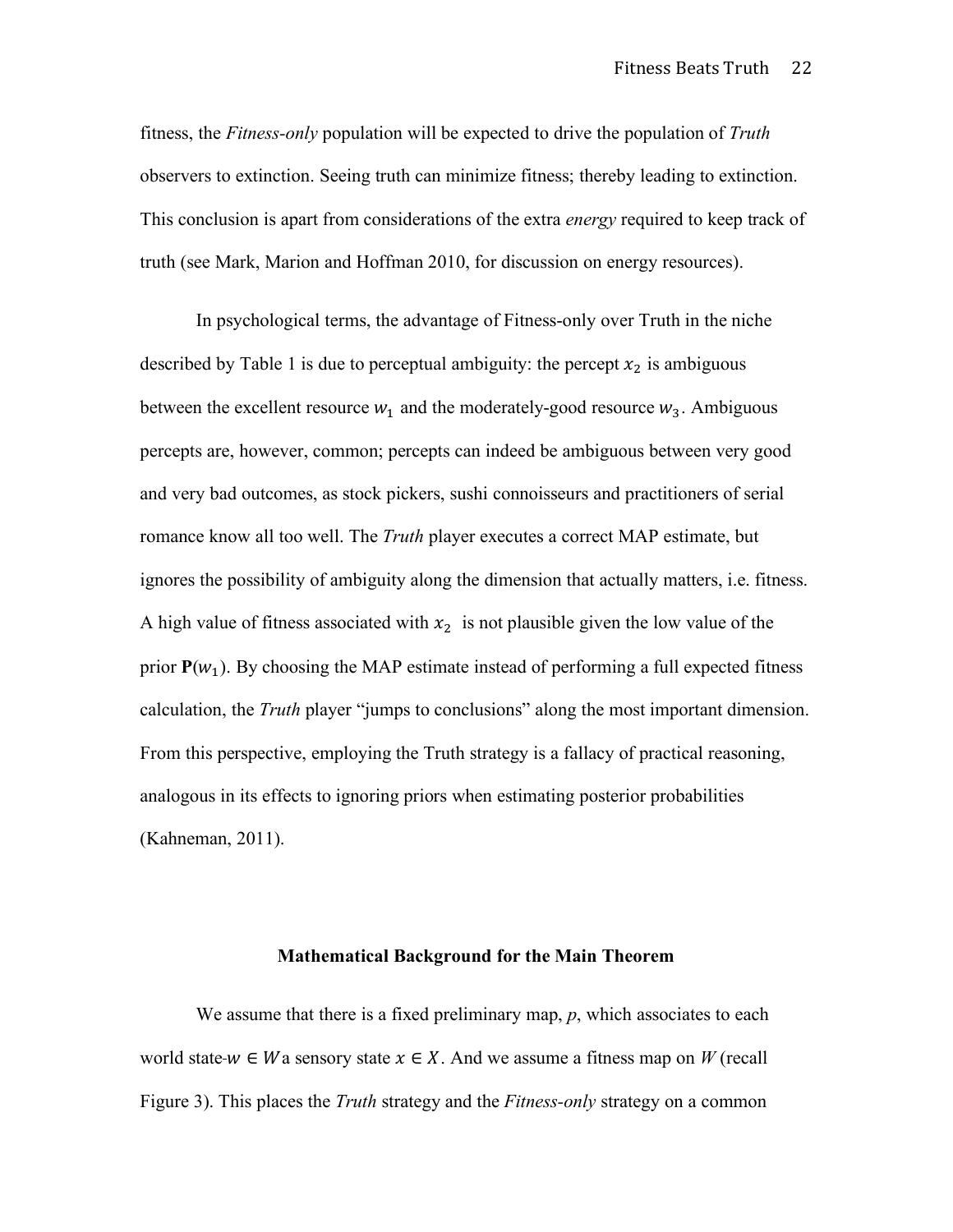fitness, the *Fitness-only* population will be expected to drive the population of *Truth* observers to extinction. Seeing truth can minimize fitness; thereby leading to extinction. This conclusion is apart from considerations of the extra *energy* required to keep track of truth (see Mark, Marion and Hoffman 2010, for discussion on energy resources).

In psychological terms, the advantage of Fitness-only over Truth in the niche described by Table 1 is due to perceptual ambiguity: the percept $x_2$ is ambiguous between the excellent resource $w_1$ and the moderately-good resource $w_3$. Ambiguous percepts are, however, common; percepts can indeed be ambiguous between very good and very bad outcomes, as stock pickers, sushi connoisseurs and practitioners of serial romance know all too well. The *Truth* player executes a correct MAP estimate, but ignores the possibility of ambiguity along the dimension that actually matters, i.e. fitness. A high value of fitness associated with $x_2$ is not plausible given the low value of the prior $\mathbf{P}(w_1)$. By choosing the MAP estimate instead of performing a full expected fitness calculation, the *Truth* player "jumps to conclusions" along the most important dimension. From this perspective, employing the Truth strategy is a fallacy of practical reasoning, analogous in its effects to ignoring priors when estimating posterior probabilities (Kahneman, 2011).

## Mathematical Background for the Main Theorem

We assume that there is a fixed preliminary map, *p*, which associates to each world state $w \in W$ a sensory state $x \in X$. And we assume a fitness map on $W$ (recall Figure 3). This places the *Truth* strategy and the *Fitness-only* strategy on a common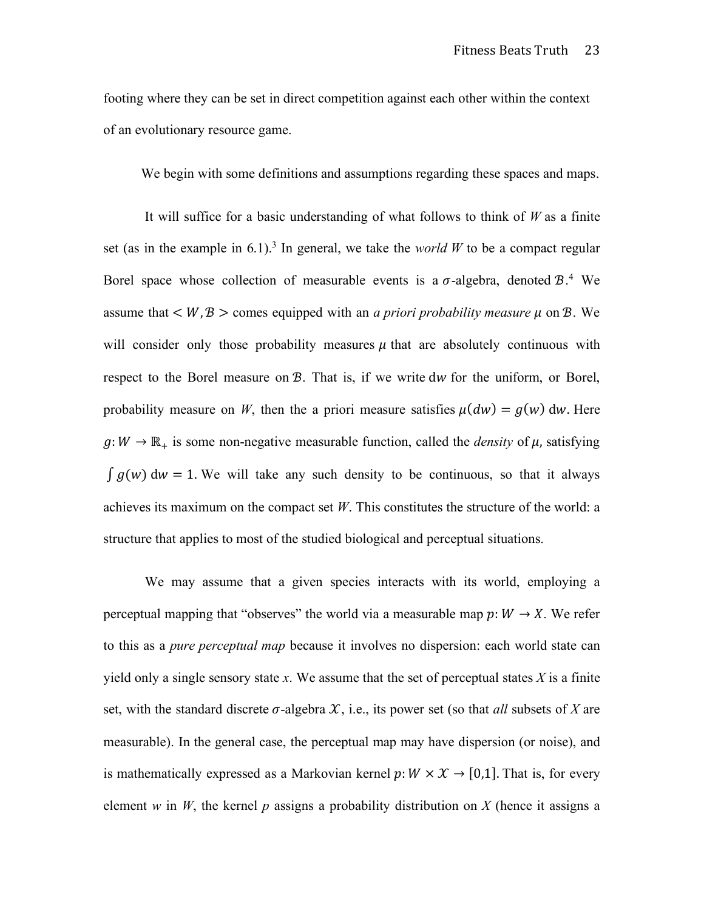footing where they can be set in direct competition against each other within the context of an evolutionary resource game.

We begin with some definitions and assumptions regarding these spaces and maps.

It will suffice for a basic understanding of what follows to think of $W$ as a finite set (as in the example in 6.1).[3] In general, we take the *world* $W$ to be a compact regular Borel space whose collection of measurable events is a $\sigma$-algebra, denoted $\mathcal{B}$.[4] We assume that $< W, \mathcal{B} >$ comes equipped with an *a priori probability measure* $\mu$ on $\mathcal{B}$. We will consider only those probability measures $\mu$ that are absolutely continuous with respect to the Borel measure on $\mathcal{B}$. That is, if we write $\mathrm{d}w$ for the uniform, or Borel, probability measure on $W$, then the a priori measure satisfies $\mu(dw) = g(w)\, \mathrm{d}w$. Here $g: W \to \mathbb{R}_+$ is some non-negative measurable function, called the *density* of $\mu$, satisfying $\int g(w)\, \mathrm{d}w = 1$. We will take any such density to be continuous, so that it always achieves its maximum on the compact set $W$. This constitutes the structure of the world: a structure that applies to most of the studied biological and perceptual situations.

We may assume that a given species interacts with its world, employing a perceptual mapping that "observes" the world via a measurable map $p: W \to X$. We refer to this as a *pure perceptual map* because it involves no dispersion: each world state can yield only a single sensory state $x$. We assume that the set of perceptual states $X$ is a finite set, with the standard discrete $\sigma$-algebra $\mathcal{X}$, i.e., its power set (so that *all* subsets of $X$ are measurable). In the general case, the perceptual map may have dispersion (or noise), and is mathematically expressed as a Markovian kernel $p: W \times \mathcal{X} \to [0,1]$. That is, for every element $w$ in $W$, the kernel $p$ assigns a probability distribution on $X$ (hence it assigns a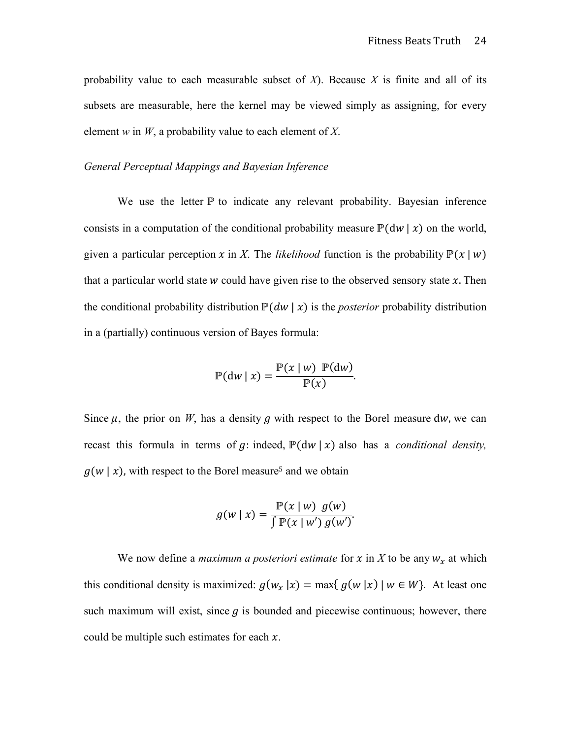probability value to each measurable subset of *X*). Because *X* is finite and all of its subsets are measurable, here the kernel may be viewed simply as assigning, for every element *w* in *W*, a probability value to each element of *X*.

*General Perceptual Mappings and Bayesian Inference*

We use the letter $\mathbb{P}$ to indicate any relevant probability. Bayesian inference consists in a computation of the conditional probability measure $\mathbb{P}(\mathrm{d}w \mid x)$ on the world, given a particular perception $x$ in *X*. The *likelihood* function is the probability $\mathbb{P}(x \mid w)$ that a particular world state $w$ could have given rise to the observed sensory state $x$. Then the conditional probability distribution $\mathbb{P}(dw \mid x)$ is the *posterior* probability distribution in a (partially) continuous version of Bayes formula:

$$\mathbb{P}(\mathrm{d}w \mid x) = \frac{\mathbb{P}(x \mid w)\ \mathbb{P}(\mathrm{d}w)}{\mathbb{P}(x)}.$$

Since $\mu$, the prior on *W*, has a density $g$ with respect to the Borel measure $\mathrm{d}w$, we can recast this formula in terms of $g$: indeed, $\mathbb{P}(\mathrm{d}w \mid x)$ also has a *conditional density,* $g(w \mid x)$, with respect to the Borel measure[5] and we obtain

$$g(w \mid x) = \frac{\mathbb{P}(x \mid w)\ g(w)}{\int \mathbb{P}(x \mid w')\, g(w')}.$$

We now define a *maximum a posteriori estimate* for $x$ in *X* to be any $w_x$ at which this conditional density is maximized: $g(w_x \mid x) = \max\{\, g(w \mid x) \mid w \in W\}$. At least one such maximum will exist, since $g$ is bounded and piecewise continuous; however, there could be multiple such estimates for each $x$.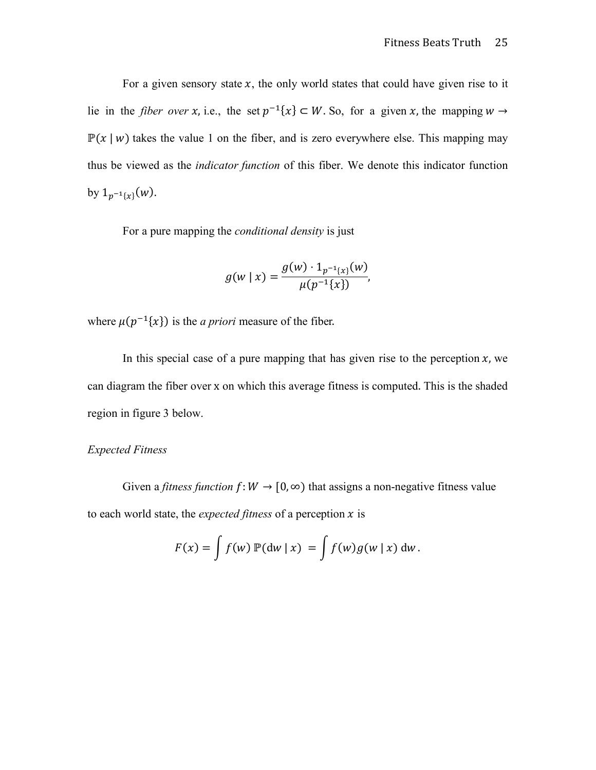For a given sensory state $x$, the only world states that could have given rise to it lie in the *fiber over* $x$, i.e., the set $p^{-1}\{x\} \subset W$. So, for a given $x$, the mapping $w \to \mathbb{P}(x \mid w)$ takes the value 1 on the fiber, and is zero everywhere else. This mapping may thus be viewed as the *indicator function* of this fiber. We denote this indicator function by $1_{p^{-1}\{x\}}(w)$.

For a pure mapping the *conditional density* is just

$$g(w \mid x) = \frac{g(w) \cdot 1_{p^{-1}\{x\}}(w)}{\mu(p^{-1}\{x\})},$$

where $\mu(p^{-1}\{x\})$ is the *a priori* measure of the fiber.

In this special case of a pure mapping that has given rise to the perception $x$, we can diagram the fiber over x on which this average fitness is computed. This is the shaded region in figure 3 below.

*Expected Fitness*

Given a *fitness function* $f: W \to [0, \infty)$ that assigns a non-negative fitness value to each world state, the *expected fitness* of a perception $x$ is

$$F(x) = \int f(w)\, \mathbb{P}(\mathrm{d}w \mid x) \; = \int f(w) g(w \mid x)\, \mathrm{d}w\,.$$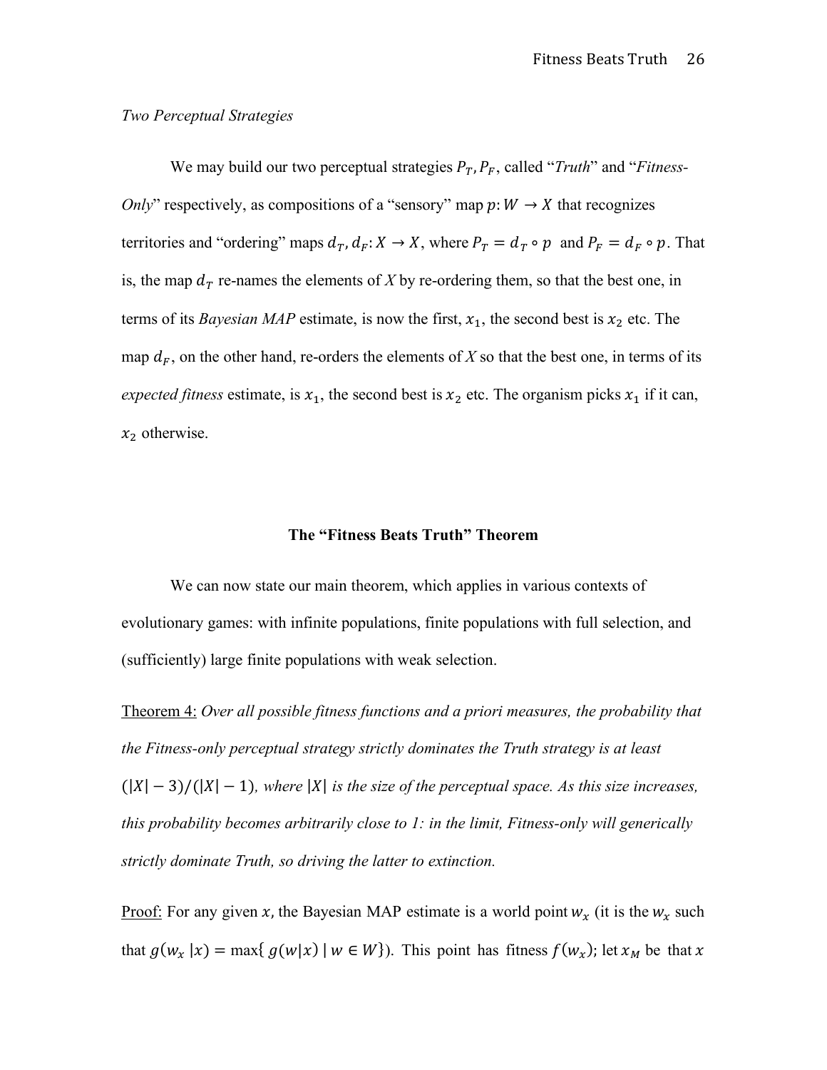*Two Perceptual Strategies*

We may build our two perceptual strategies $P_T, P_F$, called "*Truth*" and "*Fitness-Only*" respectively, as compositions of a "sensory" map $p: W \to X$ that recognizes territories and "ordering" maps $d_T, d_F: X \to X$, where $P_T = d_T \circ p$ and $P_F = d_F \circ p$. That is, the map $d_T$ re-names the elements of *X* by re-ordering them, so that the best one, in terms of its *Bayesian MAP* estimate, is now the first, $x_1$, the second best is $x_2$ etc. The map $d_F$, on the other hand, re-orders the elements of *X* so that the best one, in terms of its *expected fitness* estimate, is $x_1$, the second best is $x_2$ etc. The organism picks $x_1$ if it can, $x_2$ otherwise.

## The "Fitness Beats Truth" Theorem

We can now state our main theorem, which applies in various contexts of evolutionary games: with infinite populations, finite populations with full selection, and (sufficiently) large finite populations with weak selection.

Theorem 4: *Over all possible fitness functions and a priori measures, the probability that the Fitness-only perceptual strategy strictly dominates the Truth strategy is at least* $(|X| - 3)/(|X| - 1)$*, where* $|X|$ *is the size of the perceptual space. As this size increases, this probability becomes arbitrarily close to 1: in the limit, Fitness-only will generically strictly dominate Truth, so driving the latter to extinction.*

Proof: For any given $x$, the Bayesian MAP estimate is a world point $w_x$ (it is the $w_x$ such that $g(w_x \mid x) = \max\{\, g(w|x) \mid w \in W\}$). This point has fitness $f(w_x)$; let $x_M$ be that $x$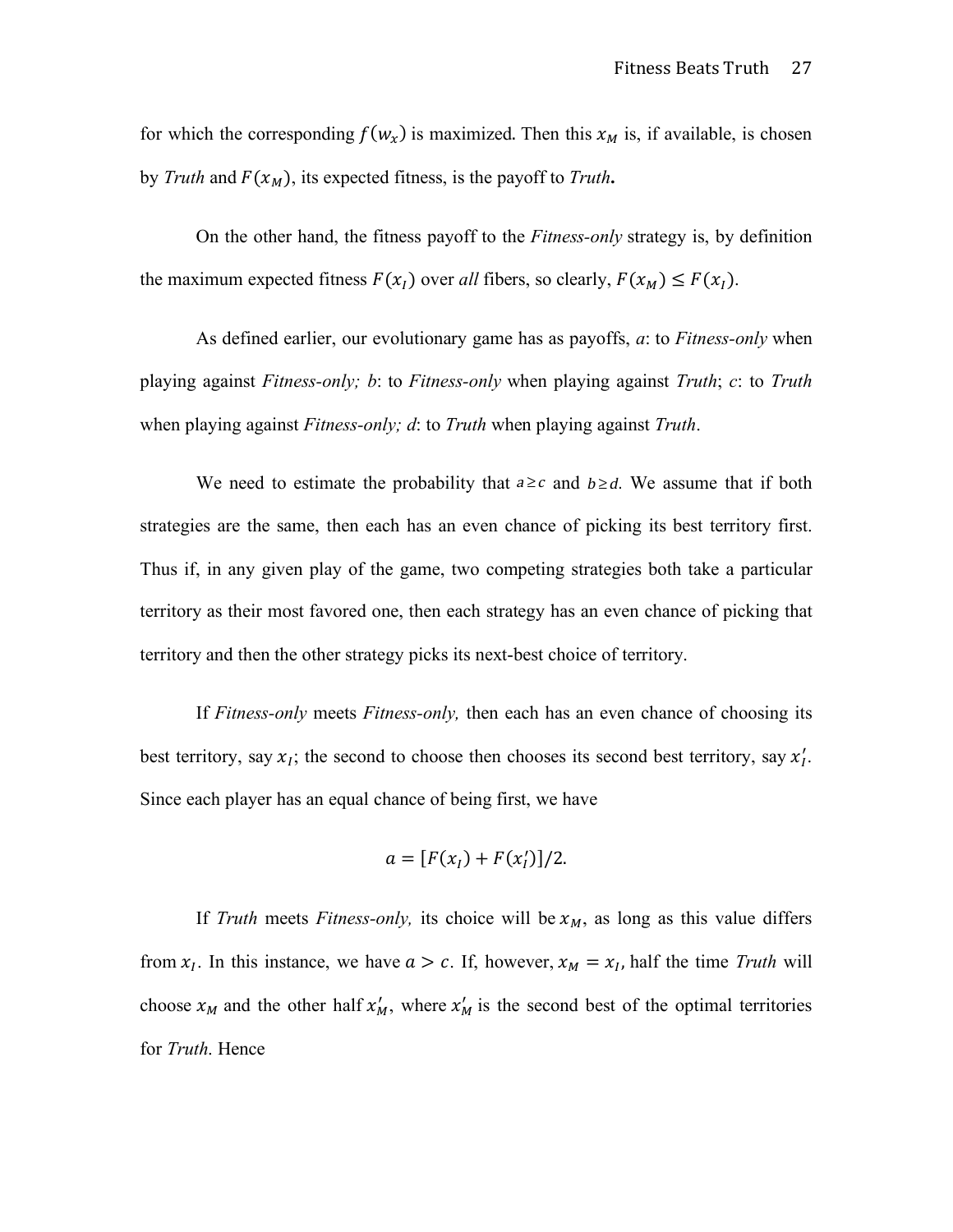for which the corresponding $f(w_x)$ is maximized. Then this $x_M$ is, if available, is chosen by *Truth* and $F(x_M)$, its expected fitness, is the payoff to *Truth***.**

On the other hand, the fitness payoff to the *Fitness-only* strategy is, by definition the maximum expected fitness $F(x_I)$ over *all* fibers, so clearly, $F(x_M) \leq F(x_I)$.

As defined earlier, our evolutionary game has as payoffs, *a*: to *Fitness-only* when playing against *Fitness-only; b*: to *Fitness-only* when playing against *Truth*; *c*: to *Truth* when playing against *Fitness-only; d*: to *Truth* when playing against *Truth*.

We need to estimate the probability that $a \geq c$ and $b \geq d$. We assume that if both strategies are the same, then each has an even chance of picking its best territory first. Thus if, in any given play of the game, two competing strategies both take a particular territory as their most favored one, then each strategy has an even chance of picking that territory and then the other strategy picks its next-best choice of territory.

If *Fitness-only* meets *Fitness-only,* then each has an even chance of choosing its best territory, say $x_I$; the second to choose then chooses its second best territory, say $x_I'$. Since each player has an equal chance of being first, we have

$$a = [F(x_I) + F(x_I')]/2.$$

If *Truth* meets *Fitness-only,* its choice will be $x_M$, as long as this value differs from $x_I$. In this instance, we have $a > c$. If, however, $x_M = x_I$, half the time *Truth* will choose $x_M$ and the other half $x_M'$, where $x_M'$ is the second best of the optimal territories for *Truth*. Hence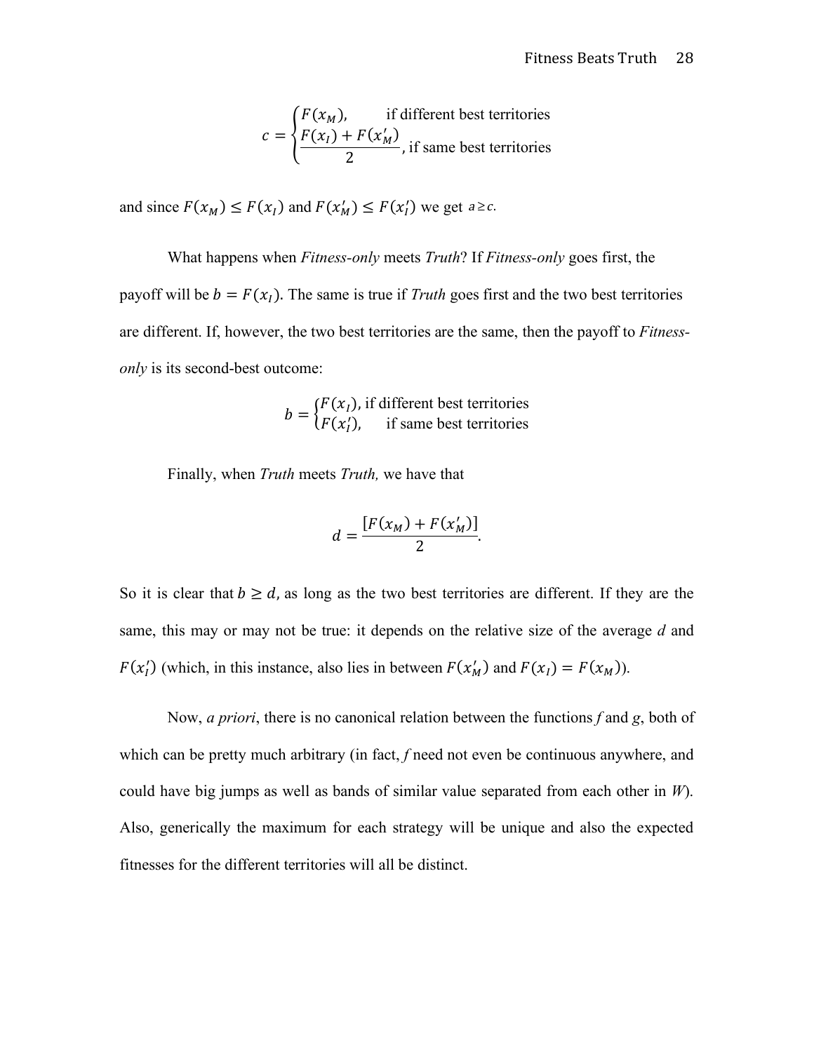$$c = \begin{cases} F(x_M), & \text{if different best territories} \\ \dfrac{F(x_I) + F(x'_M)}{2}, & \text{if same best territories} \end{cases}$$

and since $F(x_M) \leq F(x_I)$ and $F(x'_M) \leq F(x'_I)$ we get $a \geq c$.

What happens when *Fitness-only* meets *Truth*? If *Fitness-only* goes first, the payoff will be $b = F(x_I)$. The same is true if *Truth* goes first and the two best territories are different. If, however, the two best territories are the same, then the payoff to *Fitness-only* is its second-best outcome:

$$b = \begin{cases} F(x_I), & \text{if different best territories} \\ F(x'_I), & \text{if same best territories} \end{cases}$$

Finally, when *Truth* meets *Truth,* we have that

$$d = \frac{[F(x_M) + F(x'_M)]}{2}.$$

So it is clear that $b \geq d$, as long as the two best territories are different. If they are the same, this may or may not be true: it depends on the relative size of the average *d* and $F(x'_I)$ (which, in this instance, also lies in between $F(x'_M)$ and $F(x_I) = F(x_M)$).

Now, *a priori*, there is no canonical relation between the functions *f* and *g*, both of which can be pretty much arbitrary (in fact, *f* need not even be continuous anywhere, and could have big jumps as well as bands of similar value separated from each other in *W*). Also, generically the maximum for each strategy will be unique and also the expected fitnesses for the different territories will all be distinct.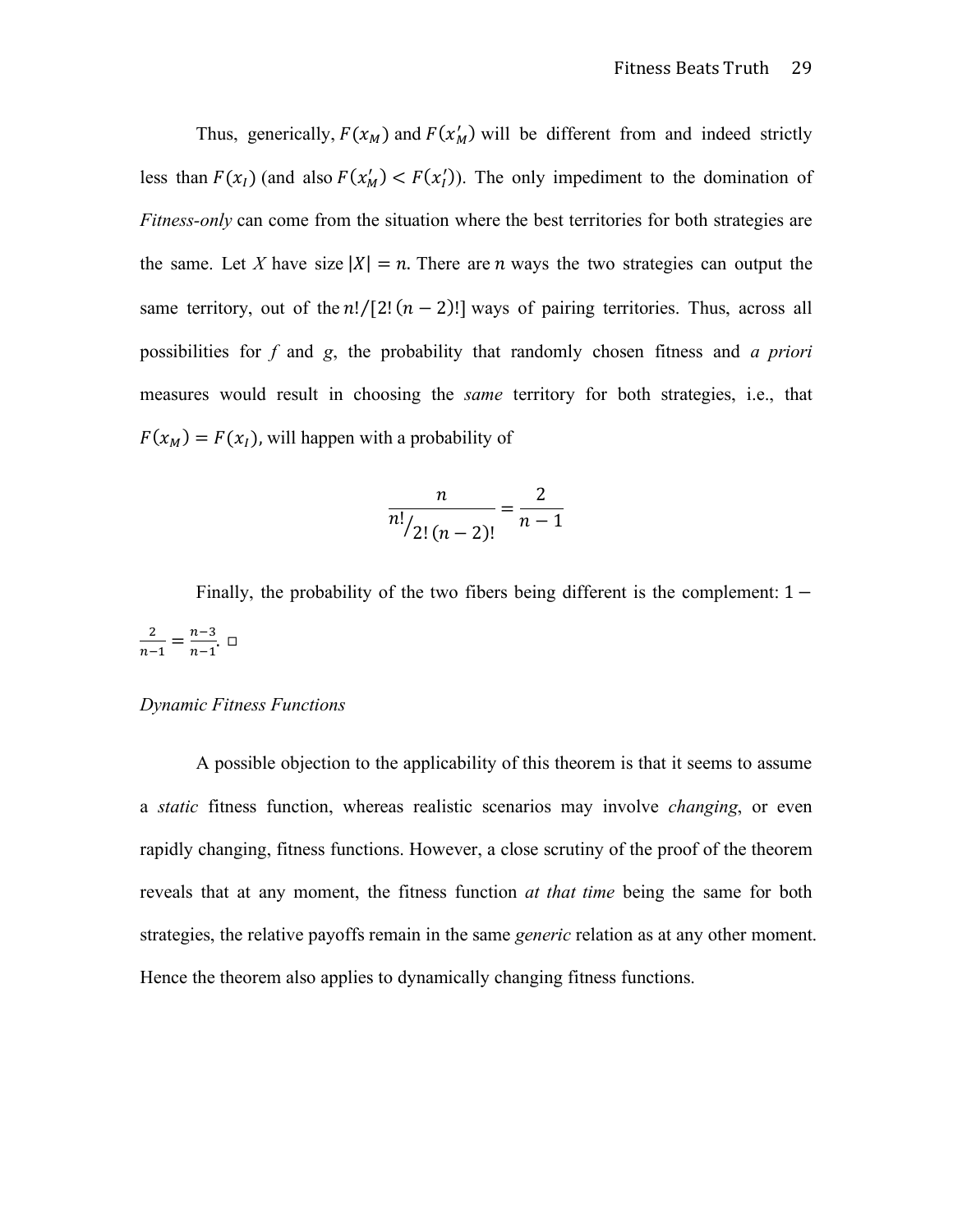Thus, generically, $F(x_M)$ and $F(x'_M)$ will be different from and indeed strictly less than $F(x_I)$ (and also $F(x'_M) < F(x'_I)$). The only impediment to the domination of *Fitness-only* can come from the situation where the best territories for both strategies are the same. Let *X* have size $|X| = n$. There are $n$ ways the two strategies can output the same territory, out of the $n!/[2!\,(n-2)!]$ ways of pairing territories. Thus, across all possibilities for *f* and *g*, the probability that randomly chosen fitness and *a priori* measures would result in choosing the *same* territory for both strategies, i.e., that $F(x_M) = F(x_I)$, will happen with a probability of

$$\frac{n}{n!/_{2!\,(n-2)!}} = \frac{2}{n-1}$$

Finally, the probability of the two fibers being different is the complement: $1 - \frac{2}{n-1} = \frac{n-3}{n-1}$. □

*Dynamic Fitness Functions*

A possible objection to the applicability of this theorem is that it seems to assume a *static* fitness function, whereas realistic scenarios may involve *changing*, or even rapidly changing, fitness functions. However, a close scrutiny of the proof of the theorem reveals that at any moment, the fitness function *at that time* being the same for both strategies, the relative payoffs remain in the same *generic* relation as at any other moment. Hence the theorem also applies to dynamically changing fitness functions.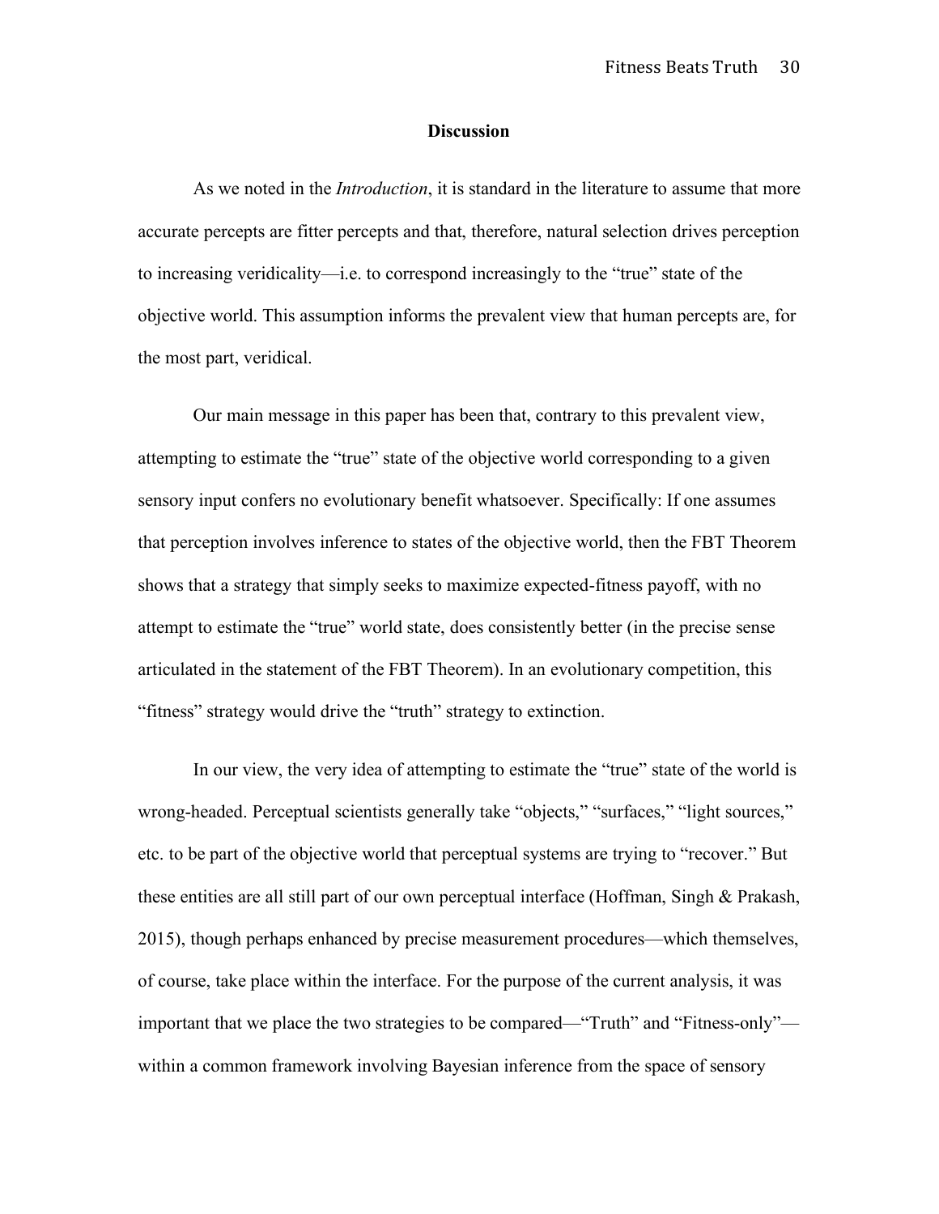## Discussion

As we noted in the *Introduction*, it is standard in the literature to assume that more accurate percepts are fitter percepts and that, therefore, natural selection drives perception to increasing veridicality—i.e. to correspond increasingly to the "true" state of the objective world. This assumption informs the prevalent view that human percepts are, for the most part, veridical.

Our main message in this paper has been that, contrary to this prevalent view, attempting to estimate the "true" state of the objective world corresponding to a given sensory input confers no evolutionary benefit whatsoever. Specifically: If one assumes that perception involves inference to states of the objective world, then the FBT Theorem shows that a strategy that simply seeks to maximize expected-fitness payoff, with no attempt to estimate the "true" world state, does consistently better (in the precise sense articulated in the statement of the FBT Theorem). In an evolutionary competition, this "fitness" strategy would drive the "truth" strategy to extinction.

In our view, the very idea of attempting to estimate the "true" state of the world is wrong-headed. Perceptual scientists generally take "objects," "surfaces," "light sources," etc. to be part of the objective world that perceptual systems are trying to "recover." But these entities are all still part of our own perceptual interface (Hoffman, Singh & Prakash, 2015), though perhaps enhanced by precise measurement procedures—which themselves, of course, take place within the interface. For the purpose of the current analysis, it was important that we place the two strategies to be compared—"Truth" and "Fitness-only"—within a common framework involving Bayesian inference from the space of sensory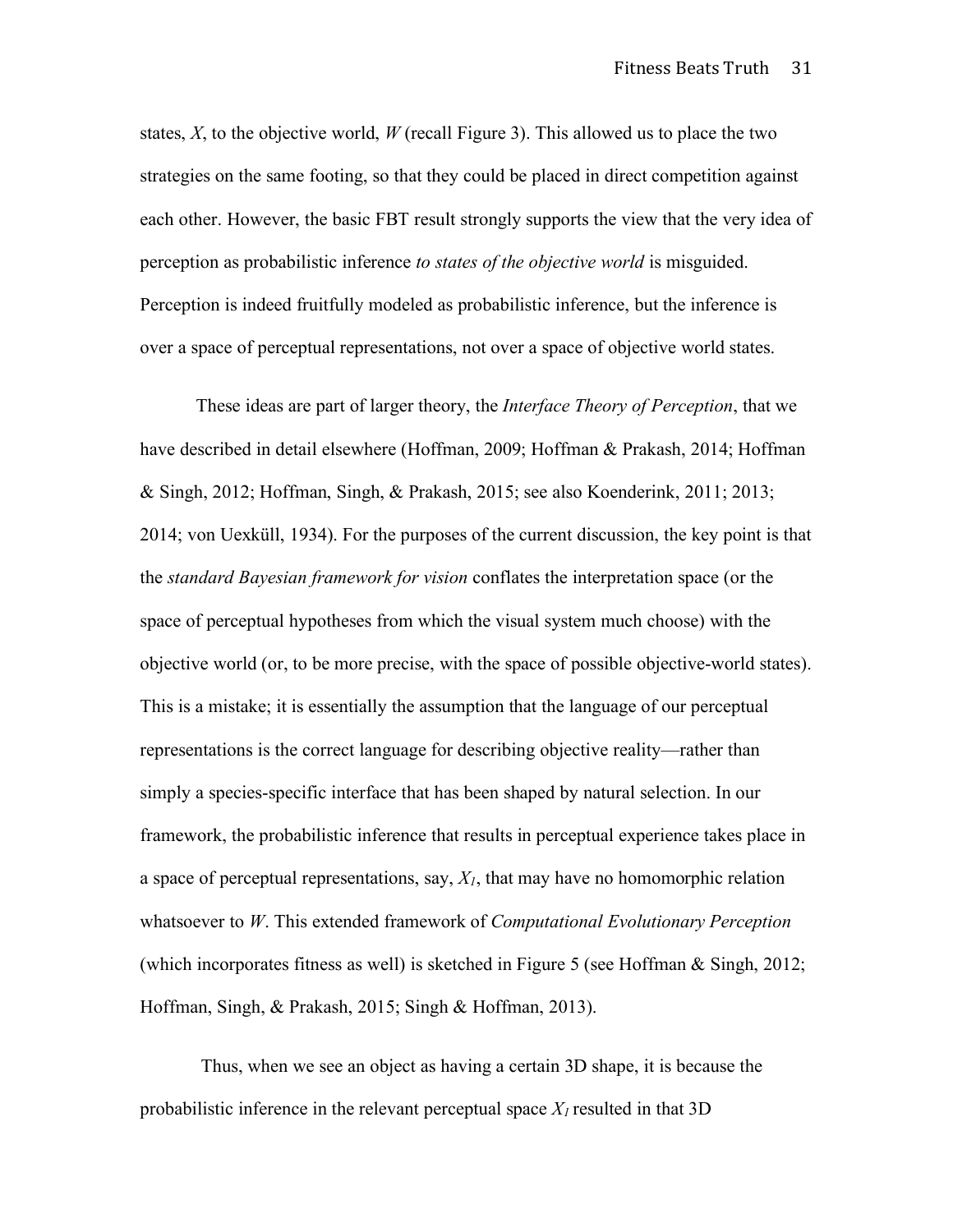states, $X$, to the objective world, $W$ (recall Figure 3). This allowed us to place the two strategies on the same footing, so that they could be placed in direct competition against each other. However, the basic FBT result strongly supports the view that the very idea of perception as probabilistic inference *to states of the objective world* is misguided. Perception is indeed fruitfully modeled as probabilistic inference, but the inference is over a space of perceptual representations, not over a space of objective world states.

These ideas are part of larger theory, the *Interface Theory of Perception*, that we have described in detail elsewhere (Hoffman, 2009; Hoffman & Prakash, 2014; Hoffman & Singh, 2012; Hoffman, Singh, & Prakash, 2015; see also Koenderink, 2011; 2013; 2014; von Uexküll, 1934). For the purposes of the current discussion, the key point is that the *standard Bayesian framework for vision* conflates the interpretation space (or the space of perceptual hypotheses from which the visual system much choose) with the objective world (or, to be more precise, with the space of possible objective-world states). This is a mistake; it is essentially the assumption that the language of our perceptual representations is the correct language for describing objective reality—rather than simply a species-specific interface that has been shaped by natural selection. In our framework, the probabilistic inference that results in perceptual experience takes place in a space of perceptual representations, say, $X_1$, that may have no homomorphic relation whatsoever to $W$. This extended framework of *Computational Evolutionary Perception* (which incorporates fitness as well) is sketched in Figure 5 (see Hoffman & Singh, 2012; Hoffman, Singh, & Prakash, 2015; Singh & Hoffman, 2013).

Thus, when we see an object as having a certain 3D shape, it is because the probabilistic inference in the relevant perceptual space $X_1$ resulted in that 3D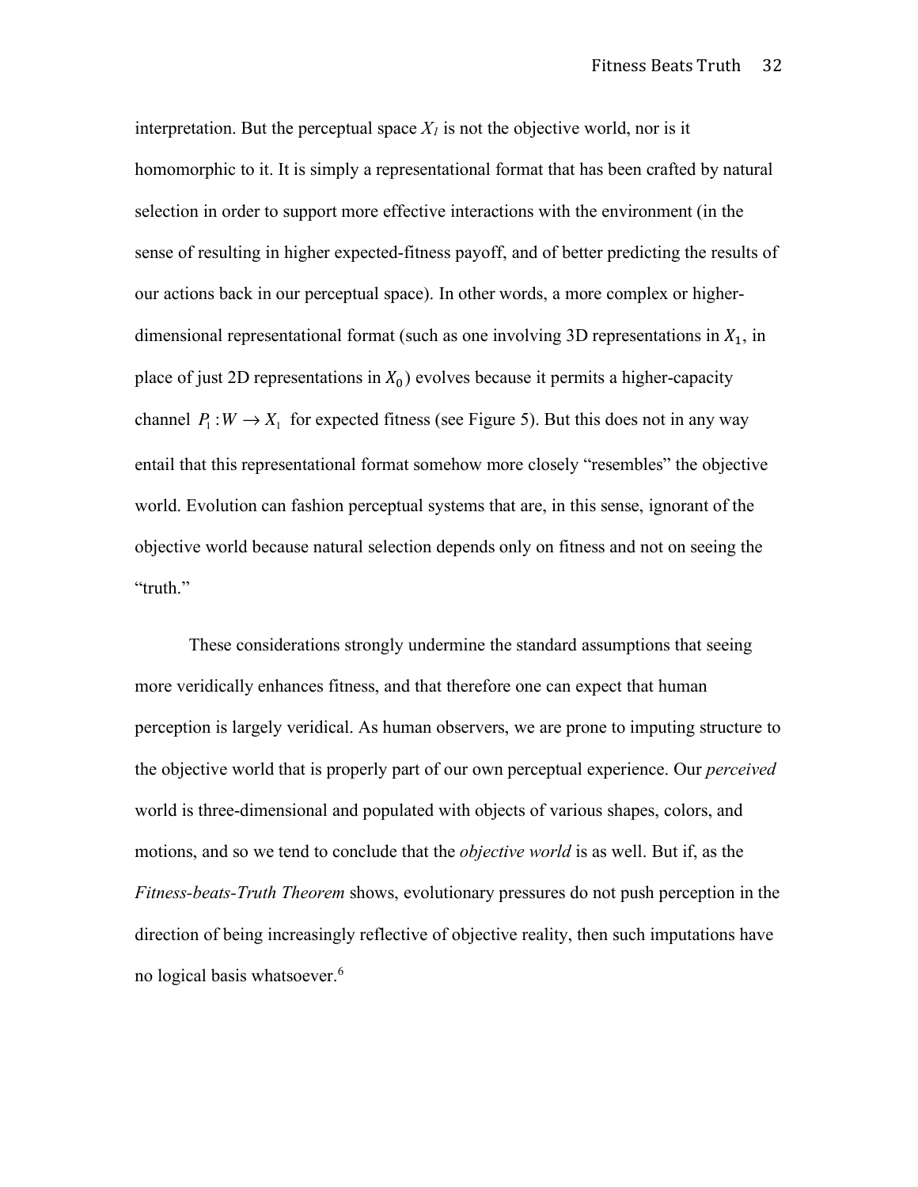interpretation. But the perceptual space $X_1$ is not the objective world, nor is it homomorphic to it. It is simply a representational format that has been crafted by natural selection in order to support more effective interactions with the environment (in the sense of resulting in higher expected-fitness payoff, and of better predicting the results of our actions back in our perceptual space). In other words, a more complex or higher-dimensional representational format (such as one involving 3D representations in $X_1$, in place of just 2D representations in $X_0$) evolves because it permits a higher-capacity channel $P_1 : W \rightarrow X_1$ for expected fitness (see Figure 5). But this does not in any way entail that this representational format somehow more closely "resembles" the objective world. Evolution can fashion perceptual systems that are, in this sense, ignorant of the objective world because natural selection depends only on fitness and not on seeing the "truth."

These considerations strongly undermine the standard assumptions that seeing more veridically enhances fitness, and that therefore one can expect that human perception is largely veridical. As human observers, we are prone to imputing structure to the objective world that is properly part of our own perceptual experience. Our *perceived* world is three-dimensional and populated with objects of various shapes, colors, and motions, and so we tend to conclude that the *objective world* is as well. But if, as the *Fitness-beats-Truth Theorem* shows, evolutionary pressures do not push perception in the direction of being increasingly reflective of objective reality, then such imputations have no logical basis whatsoever.[6]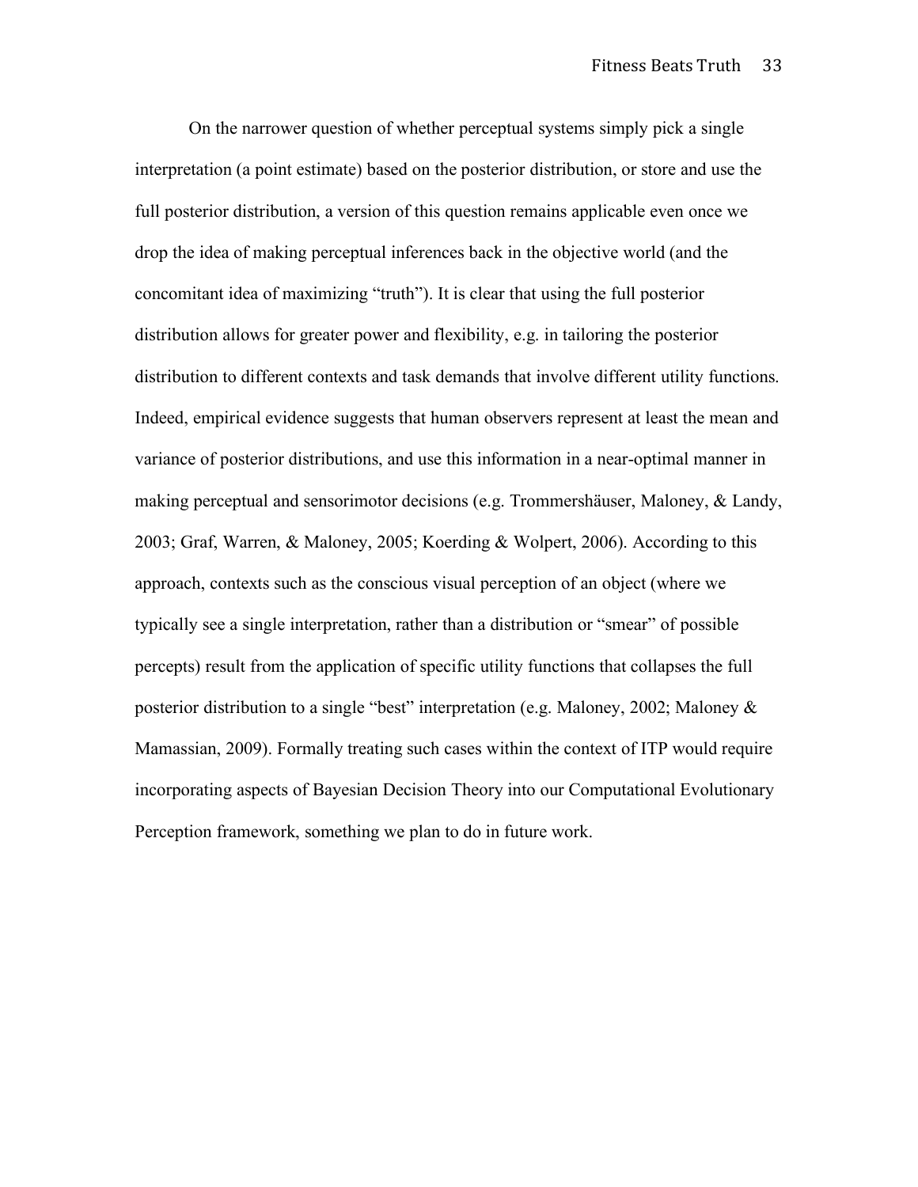On the narrower question of whether perceptual systems simply pick a single interpretation (a point estimate) based on the posterior distribution, or store and use the full posterior distribution, a version of this question remains applicable even once we drop the idea of making perceptual inferences back in the objective world (and the concomitant idea of maximizing "truth"). It is clear that using the full posterior distribution allows for greater power and flexibility, e.g. in tailoring the posterior distribution to different contexts and task demands that involve different utility functions. Indeed, empirical evidence suggests that human observers represent at least the mean and variance of posterior distributions, and use this information in a near-optimal manner in making perceptual and sensorimotor decisions (e.g. Trommershäuser, Maloney, & Landy, 2003; Graf, Warren, & Maloney, 2005; Koerding & Wolpert, 2006). According to this approach, contexts such as the conscious visual perception of an object (where we typically see a single interpretation, rather than a distribution or "smear" of possible percepts) result from the application of specific utility functions that collapses the full posterior distribution to a single "best" interpretation (e.g. Maloney, 2002; Maloney & Mamassian, 2009). Formally treating such cases within the context of ITP would require incorporating aspects of Bayesian Decision Theory into our Computational Evolutionary Perception framework, something we plan to do in future work.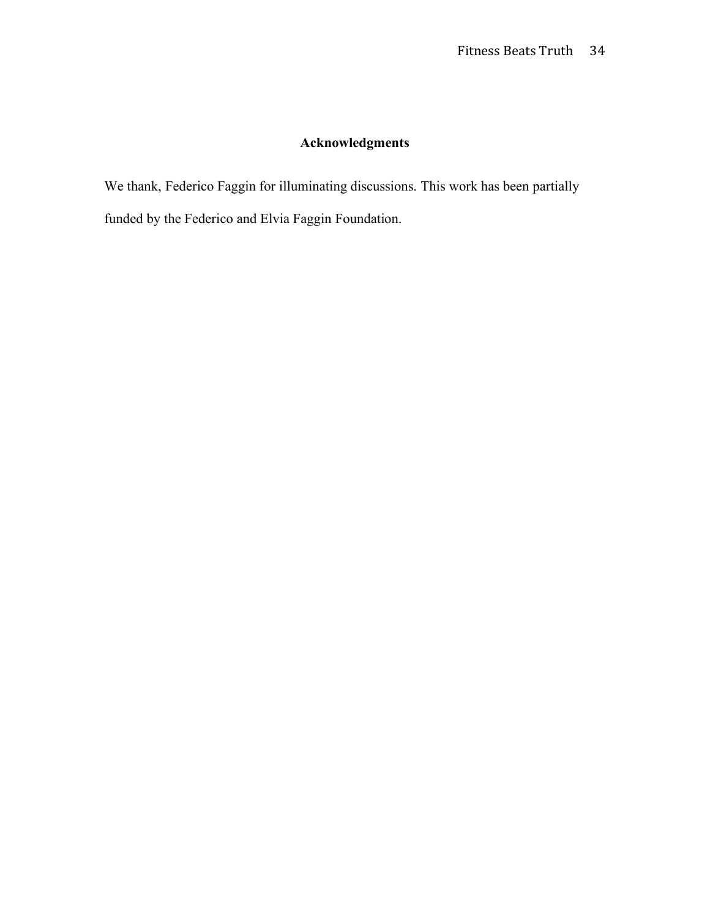## Acknowledgments

We thank, Federico Faggin for illuminating discussions. This work has been partially funded by the Federico and Elvia Faggin Foundation.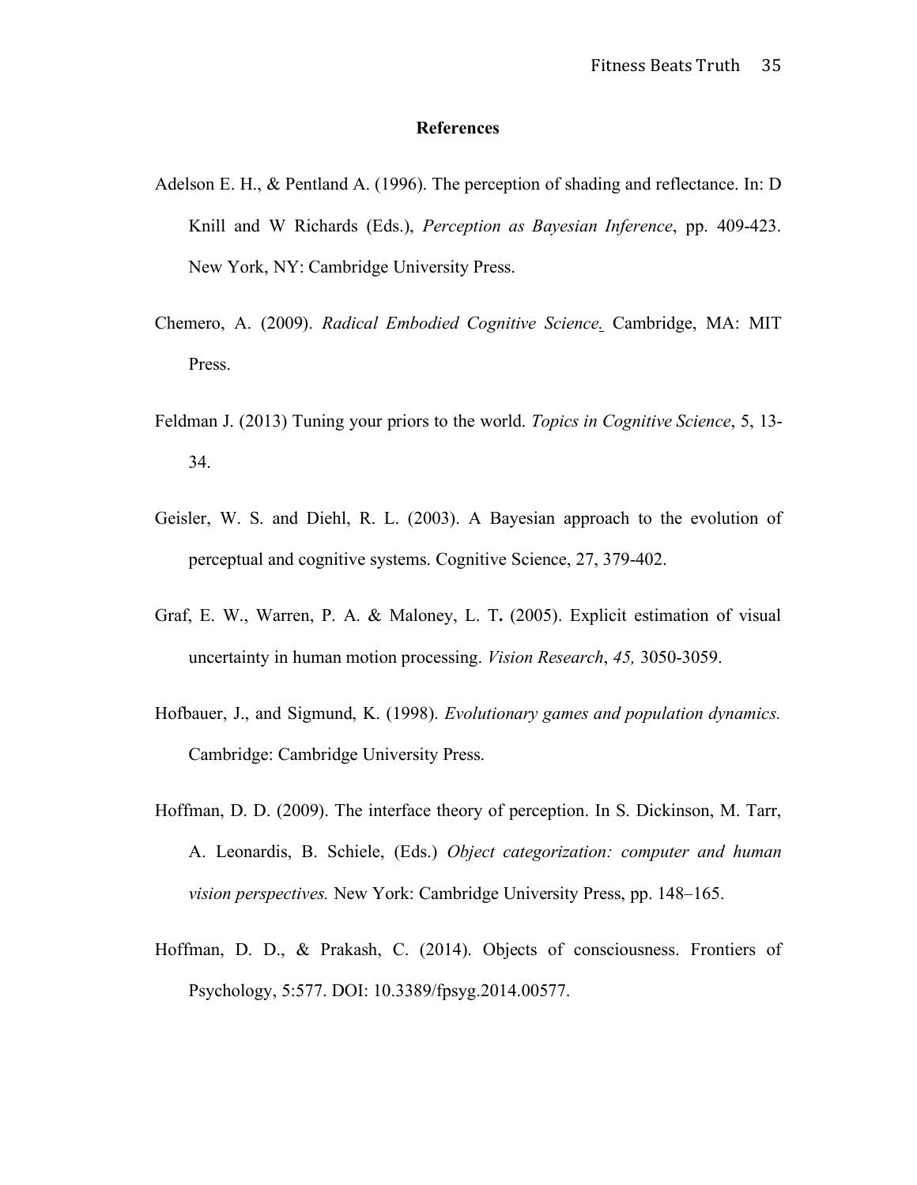## References

Adelson E. H., & Pentland A. (1996). The perception of shading and reflectance. In: D Knill and W Richards (Eds.), *Perception as Bayesian Inference*, pp. 409-423. New York, NY: Cambridge University Press.

Chemero, A. (2009). *Radical Embodied Cognitive Science.* Cambridge, MA: MIT Press.

Feldman J. (2013) Tuning your priors to the world. *Topics in Cognitive Science*, 5, 13-34.

Geisler, W. S. and Diehl, R. L. (2003). A Bayesian approach to the evolution of perceptual and cognitive systems. Cognitive Science, 27, 379-402.

Graf, E. W., Warren, P. A. & Maloney, L. T**.** (2005). Explicit estimation of visual uncertainty in human motion processing. *Vision Research*, *45,* 3050-3059.

Hofbauer, J., and Sigmund, K. (1998). *Evolutionary games and population dynamics.* Cambridge: Cambridge University Press.

Hoffman, D. D. (2009). The interface theory of perception. In S. Dickinson, M. Tarr, A. Leonardis, B. Schiele, (Eds.) *Object categorization: computer and human vision perspectives.* New York: Cambridge University Press, pp. 148–165.

Hoffman, D. D., & Prakash, C. (2014). Objects of consciousness. Frontiers of Psychology, 5:577. DOI: 10.3389/fpsyg.2014.00577.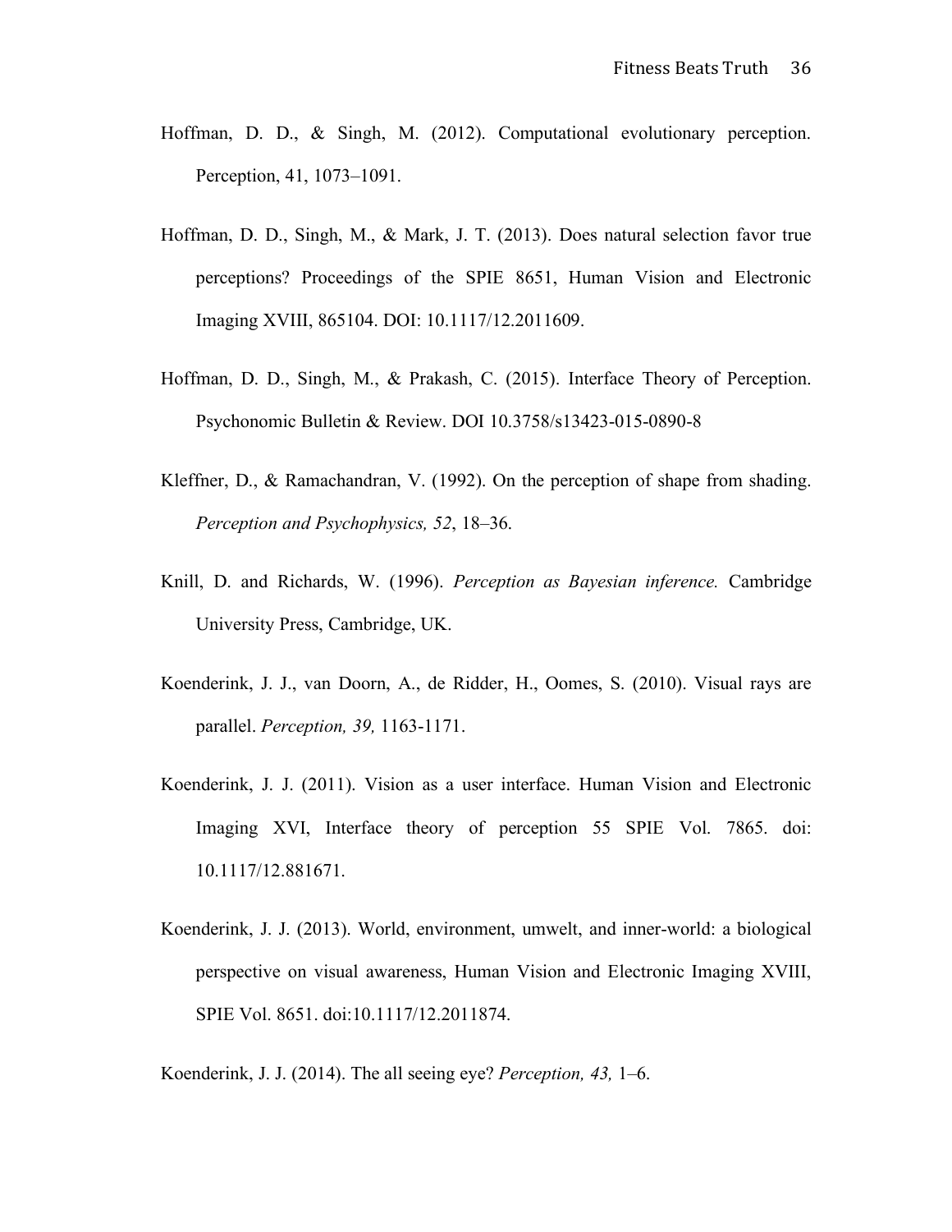Hoffman, D. D., & Singh, M. (2012). Computational evolutionary perception. Perception, 41, 1073–1091.

Hoffman, D. D., Singh, M., & Mark, J. T. (2013). Does natural selection favor true perceptions? Proceedings of the SPIE 8651, Human Vision and Electronic Imaging XVIII, 865104. DOI: 10.1117/12.2011609.

Hoffman, D. D., Singh, M., & Prakash, C. (2015). Interface Theory of Perception. Psychonomic Bulletin & Review. DOI 10.3758/s13423-015-0890-8

Kleffner, D., & Ramachandran, V. (1992). On the perception of shape from shading. *Perception and Psychophysics, 52*, 18–36.

Knill, D. and Richards, W. (1996). *Perception as Bayesian inference.* Cambridge University Press, Cambridge, UK.

Koenderink, J. J., van Doorn, A., de Ridder, H., Oomes, S. (2010). Visual rays are parallel. *Perception, 39,* 1163-1171.

Koenderink, J. J. (2011). Vision as a user interface. Human Vision and Electronic Imaging XVI, Interface theory of perception 55 SPIE Vol. 7865. doi: 10.1117/12.881671.

Koenderink, J. J. (2013). World, environment, umwelt, and inner-world: a biological perspective on visual awareness, Human Vision and Electronic Imaging XVIII, SPIE Vol. 8651. doi:10.1117/12.2011874.

Koenderink, J. J. (2014). The all seeing eye? *Perception, 43,* 1–6.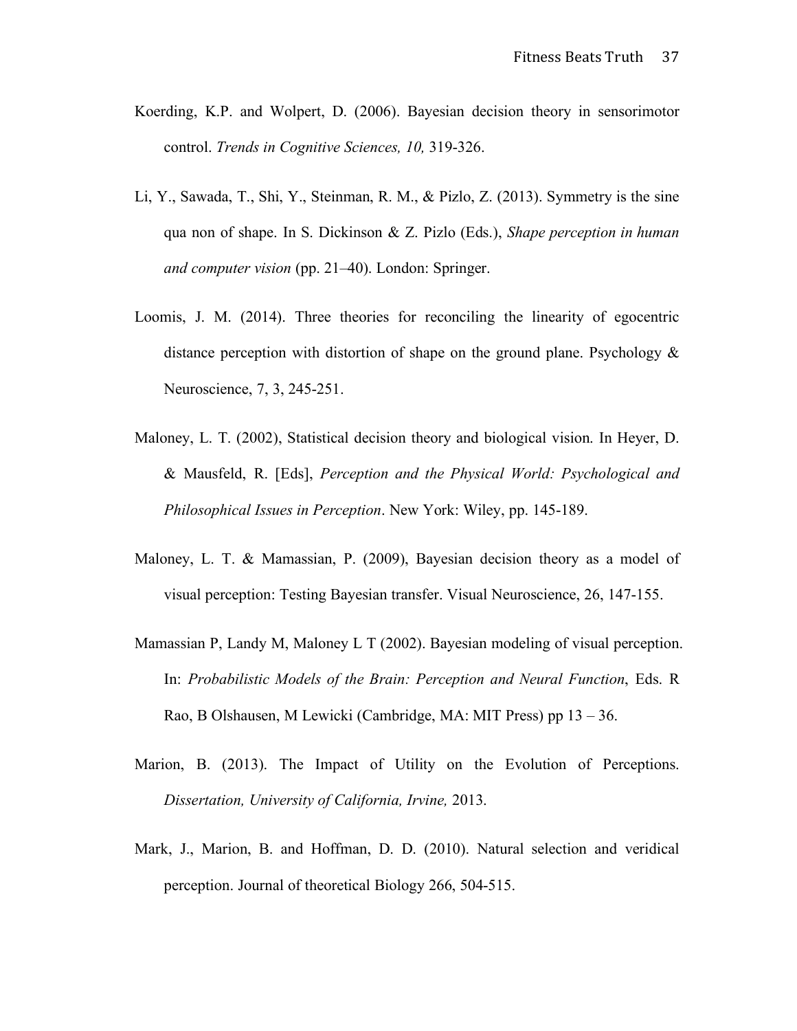Koerding, K.P. and Wolpert, D. (2006). Bayesian decision theory in sensorimotor control. *Trends in Cognitive Sciences, 10,* 319-326.

Li, Y., Sawada, T., Shi, Y., Steinman, R. M., & Pizlo, Z. (2013). Symmetry is the sine qua non of shape. In S. Dickinson & Z. Pizlo (Eds.), *Shape perception in human and computer vision* (pp. 21–40). London: Springer.

Loomis, J. M. (2014). Three theories for reconciling the linearity of egocentric distance perception with distortion of shape on the ground plane. Psychology & Neuroscience, 7, 3, 245-251.

Maloney, L. T. (2002), Statistical decision theory and biological vision. In Heyer, D. & Mausfeld, R. [Eds], *Perception and the Physical World: Psychological and Philosophical Issues in Perception*. New York: Wiley, pp. 145-189.

Maloney, L. T. & Mamassian, P. (2009), Bayesian decision theory as a model of visual perception: Testing Bayesian transfer. Visual Neuroscience, 26, 147-155.

Mamassian P, Landy M, Maloney L T (2002). Bayesian modeling of visual perception. In: *Probabilistic Models of the Brain: Perception and Neural Function*, Eds. R Rao, B Olshausen, M Lewicki (Cambridge, MA: MIT Press) pp 13 – 36.

Marion, B. (2013). The Impact of Utility on the Evolution of Perceptions. *Dissertation, University of California, Irvine,* 2013.

Mark, J., Marion, B. and Hoffman, D. D. (2010). Natural selection and veridical perception. Journal of theoretical Biology 266, 504-515.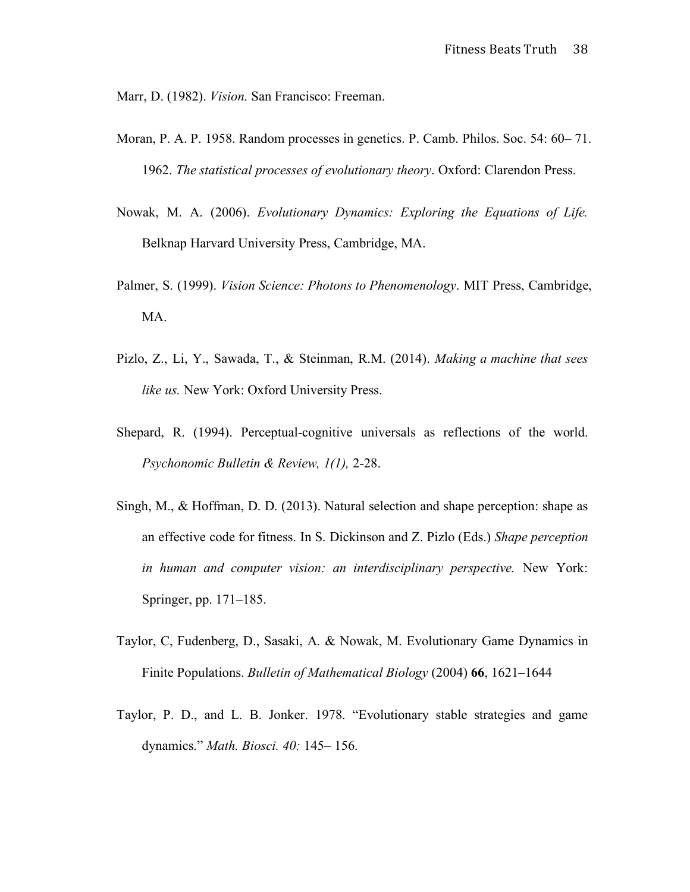Marr, D. (1982). *Vision.* San Francisco: Freeman.

Moran, P. A. P. 1958. Random processes in genetics. P. Camb. Philos. Soc. 54: 60– 71. 1962. *The statistical processes of evolutionary theory*. Oxford: Clarendon Press.

Nowak, M. A. (2006). *Evolutionary Dynamics: Exploring the Equations of Life.* Belknap Harvard University Press, Cambridge, MA.

Palmer, S. (1999). *Vision Science: Photons to Phenomenology*. MIT Press, Cambridge, MA.

Pizlo, Z., Li, Y., Sawada, T., & Steinman, R.M. (2014). *Making a machine that sees like us.* New York: Oxford University Press.

Shepard, R. (1994). Perceptual-cognitive universals as reflections of the world. *Psychonomic Bulletin & Review, 1(1),* 2-28.

Singh, M., & Hoffman, D. D. (2013). Natural selection and shape perception: shape as an effective code for fitness. In S. Dickinson and Z. Pizlo (Eds.) *Shape perception in human and computer vision: an interdisciplinary perspective.* New York: Springer, pp. 171–185.

Taylor, C, Fudenberg, D., Sasaki, A. & Nowak, M. Evolutionary Game Dynamics in Finite Populations. *Bulletin of Mathematical Biology* (2004) **66**, 1621–1644

Taylor, P. D., and L. B. Jonker. 1978. "Evolutionary stable strategies and game dynamics." *Math. Biosci. 40:* 145– 156.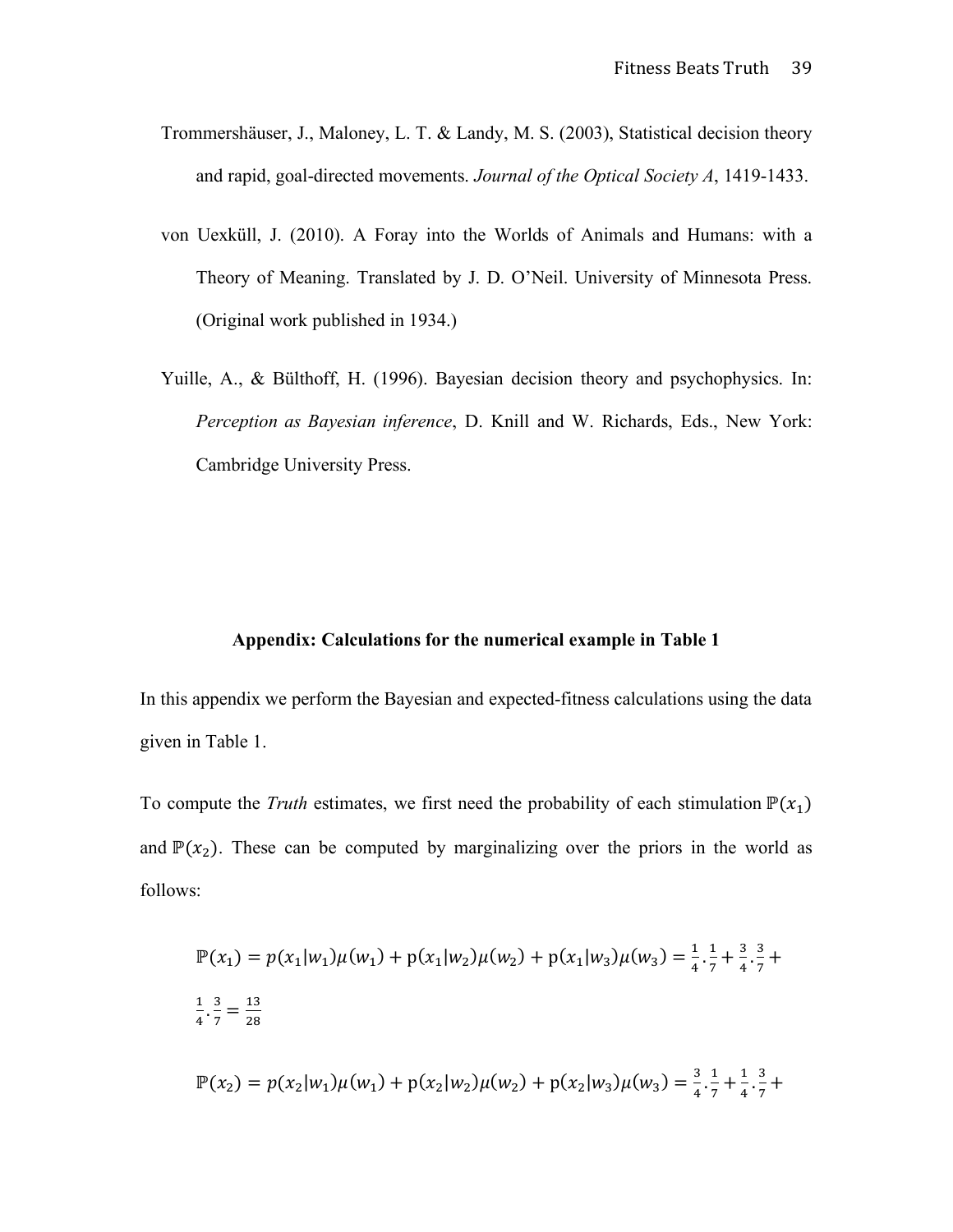Trommershäuser, J., Maloney, L. T. & Landy, M. S. (2003), Statistical decision theory and rapid, goal-directed movements. *Journal of the Optical Society A*, 1419-1433.

von Uexküll, J. (2010). A Foray into the Worlds of Animals and Humans: with a Theory of Meaning. Translated by J. D. O'Neil. University of Minnesota Press. (Original work published in 1934.)

Yuille, A., & Bülthoff, H. (1996). Bayesian decision theory and psychophysics. In: *Perception as Bayesian inference*, D. Knill and W. Richards, Eds., New York: Cambridge University Press.

## Appendix: Calculations for the numerical example in Table 1

In this appendix we perform the Bayesian and expected-fitness calculations using the data given in Table 1.

To compute the *Truth* estimates, we first need the probability of each stimulation $\mathbb{P}(x_1)$ and $\mathbb{P}(x_2)$. These can be computed by marginalizing over the priors in the world as follows:

$$\mathbb{P}(x_1) = p(x_1|w_1)\mu(w_1) + p(x_1|w_2)\mu(w_2) + p(x_1|w_3)\mu(w_3) = \frac{1}{4}.\frac{1}{7} + \frac{3}{4}.\frac{3}{7} + \frac{1}{4}.\frac{3}{7} = \frac{13}{28}$$

$$\mathbb{P}(x_2) = p(x_2|w_1)\mu(w_1) + p(x_2|w_2)\mu(w_2) + p(x_2|w_3)\mu(w_3) = \frac{3}{4}.\frac{1}{7} + \frac{1}{4}.\frac{3}{7} +$$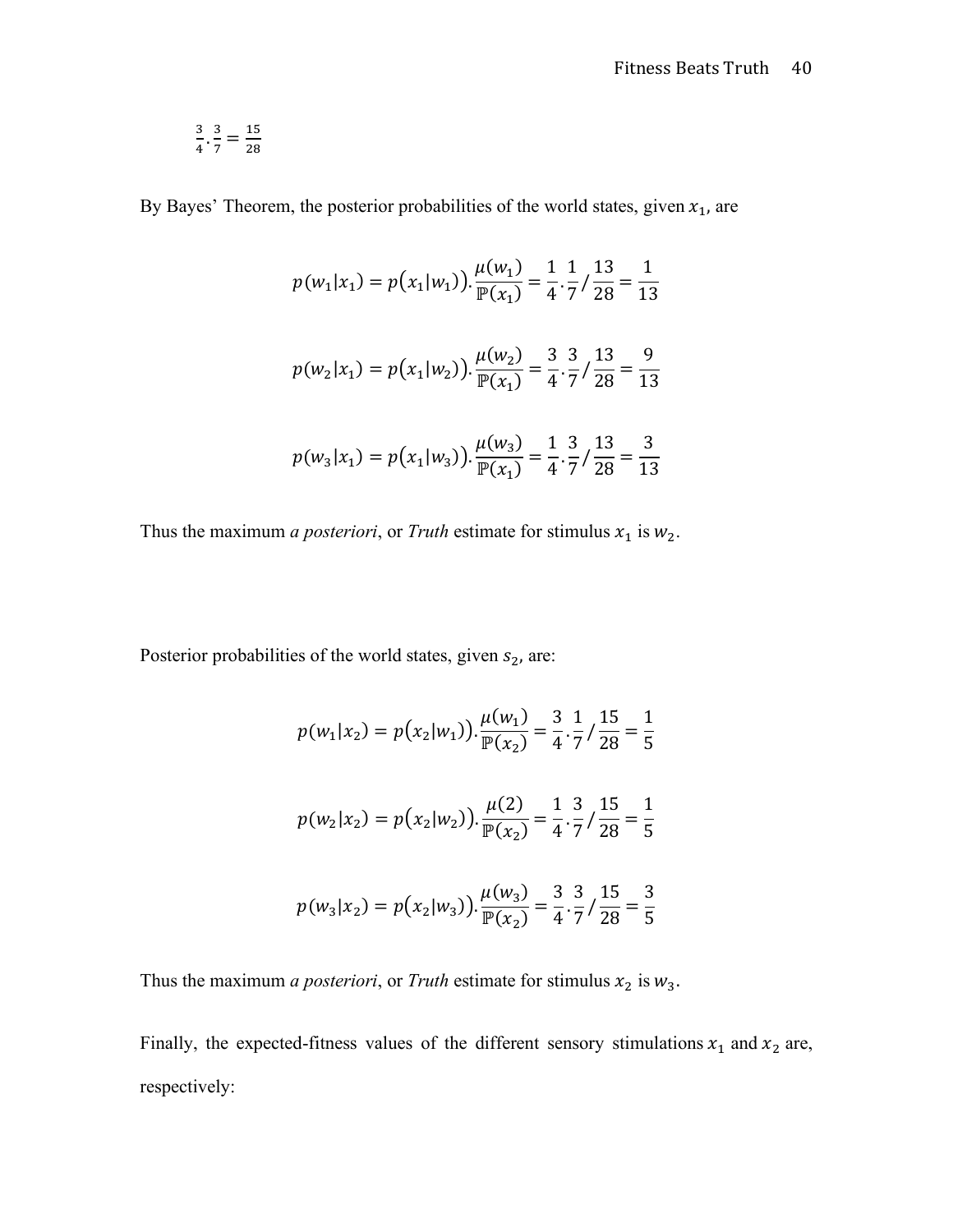$\frac{3}{4} \cdot \frac{3}{7} = \frac{15}{28}$

By Bayes' Theorem, the posterior probabilities of the world states, given $x_1$, are

$$p(w_1|x_1) = p\big(x_1|w_1)\big).\frac{\mu(w_1)}{\mathbb{P}(x_1)} = \frac{1}{4}.\frac{1}{7}/\frac{13}{28} = \frac{1}{13}$$

$$p(w_2|x_1) = p\big(x_1|w_2)\big).\frac{\mu(w_2)}{\mathbb{P}(x_1)} = \frac{3}{4}.\frac{3}{7}/\frac{13}{28} = \frac{9}{13}$$

$$p(w_3|x_1) = p\big(x_1|w_3)\big).\frac{\mu(w_3)}{\mathbb{P}(x_1)} = \frac{1}{4}.\frac{3}{7}/\frac{13}{28} = \frac{3}{13}$$

Thus the maximum *a posteriori*, or *Truth* estimate for stimulus $x_1$ is $w_2$.

Posterior probabilities of the world states, given $s_2$, are:

$$p(w_1|x_2) = p\big(x_2|w_1)\big).\frac{\mu(w_1)}{\mathbb{P}(x_2)} = \frac{3}{4}.\frac{1}{7}/\frac{15}{28} = \frac{1}{5}$$

$$p(w_2|x_2) = p\big(x_2|w_2)\big).\frac{\mu(2)}{\mathbb{P}(x_2)} = \frac{1}{4}.\frac{3}{7}/\frac{15}{28} = \frac{1}{5}$$

$$p(w_3|x_2) = p\big(x_2|w_3)\big).\frac{\mu(w_3)}{\mathbb{P}(x_2)} = \frac{3}{4}.\frac{3}{7}/\frac{15}{28} = \frac{3}{5}$$

Thus the maximum *a posteriori*, or *Truth* estimate for stimulus $x_2$ is $w_3$.

Finally, the expected-fitness values of the different sensory stimulations $x_1$ and $x_2$ are, respectively: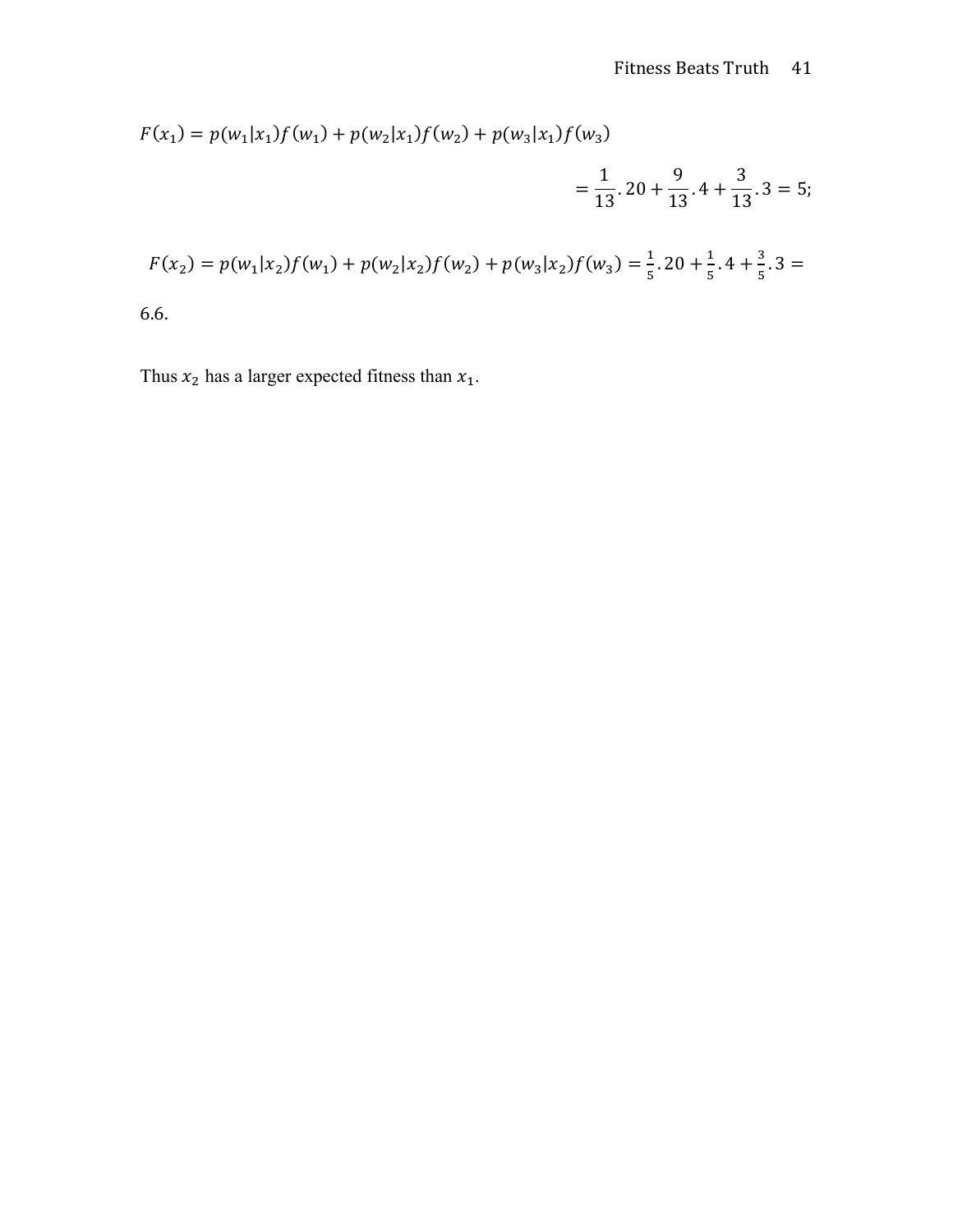$$F(x_1) = p(w_1|x_1)f(w_1) + p(w_2|x_1)f(w_2) + p(w_3|x_1)f(w_3)$$

$$= \frac{1}{13}.20 + \frac{9}{13}.4 + \frac{3}{13}.3 = 5;$$

$$F(x_2) = p(w_1|x_2)f(w_1) + p(w_2|x_2)f(w_2) + p(w_3|x_2)f(w_3) = \frac{1}{5}.20 + \frac{1}{5}.4 + \frac{3}{5}.3 = 6.6.$$

Thus $x_2$ has a larger expected fitness than $x_1$.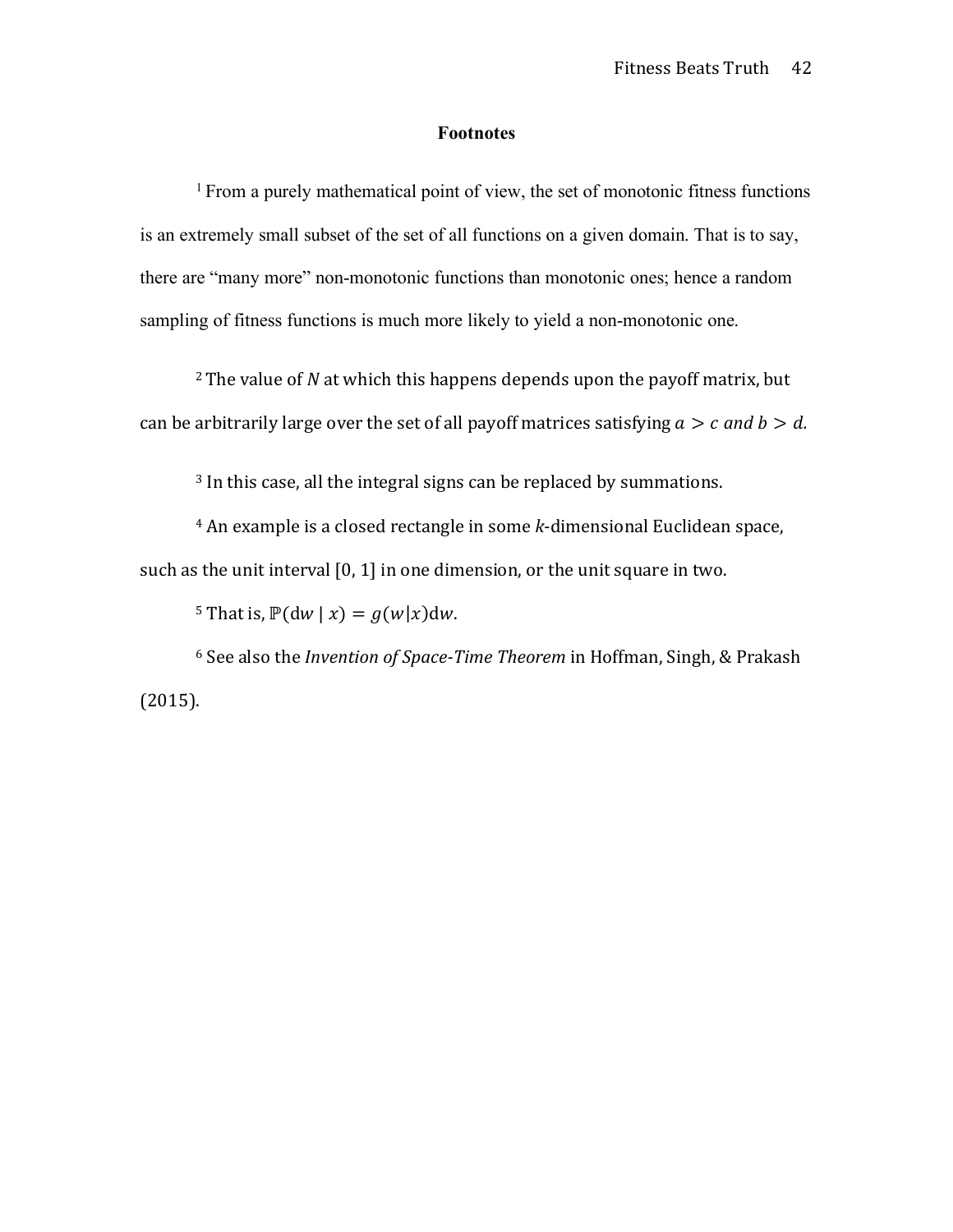## Footnotes

[1] From a purely mathematical point of view, the set of monotonic fitness functions is an extremely small subset of the set of all functions on a given domain. That is to say, there are "many more" non-monotonic functions than monotonic ones; hence a random sampling of fitness functions is much more likely to yield a non-monotonic one.

[2] The value of $N$ at which this happens depends upon the payoff matrix, but can be arbitrarily large over the set of all payoff matrices satisfying $a > c$ and $b > d$.

[3] In this case, all the integral signs can be replaced by summations.

[4] An example is a closed rectangle in some $k$-dimensional Euclidean space, such as the unit interval [0, 1] in one dimension, or the unit square in two.

[5] That is, $\mathbb{P}(\mathrm{d}w \mid x) = g(w|x)\mathrm{d}w$.

[6] See also the *Invention of Space-Time Theorem* in Hoffman, Singh, & Prakash (2015).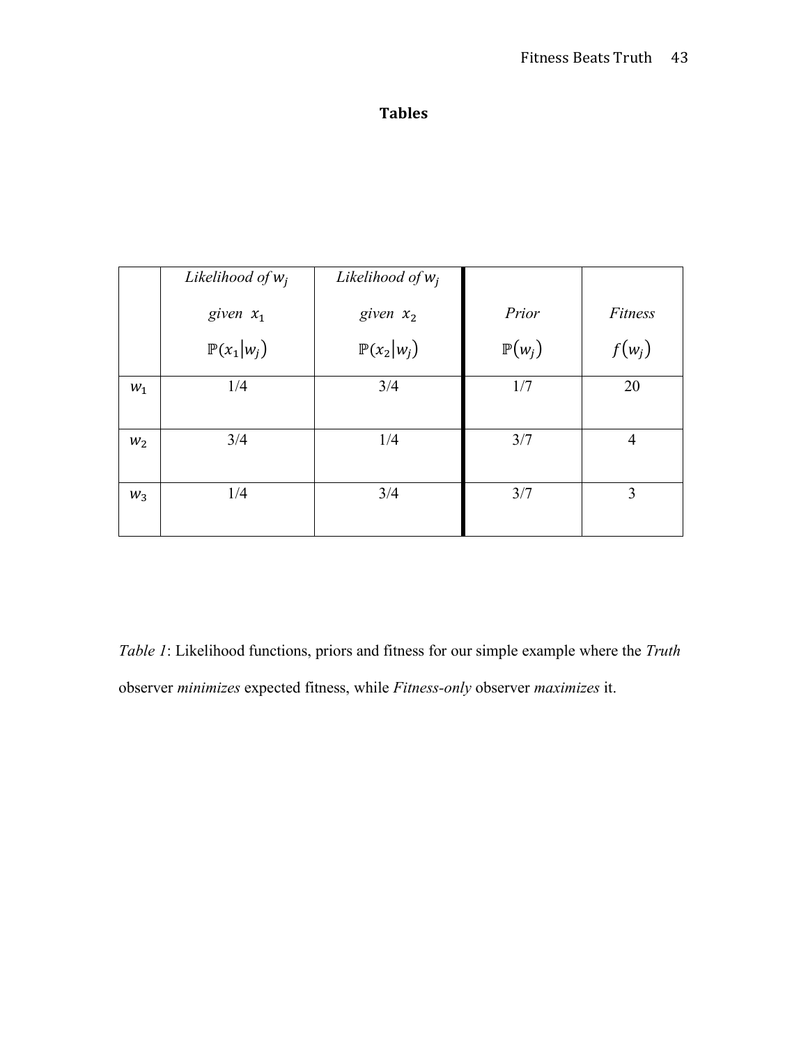## Tables

| | *Likelihood of* $w_j$ *given* $x_1$ $\mathbb{P}(x_1 \vert w_j)$ | *Likelihood of* $w_j$ *given* $x_2$ $\mathbb{P}(x_2 \vert w_j)$ | *Prior* $\mathbb{P}(w_j)$ | *Fitness* $f(w_j)$ |
|---|---|---|---|---|
| $w_1$ | 1/4 | 3/4 | 1/7 | 20 |
| $w_2$ | 3/4 | 1/4 | 3/7 | 4 |
| $w_3$ | 1/4 | 3/4 | 3/7 | 3 |

*Table 1*: Likelihood functions, priors and fitness for our simple example where the *Truth* observer *minimizes* expected fitness, while *Fitness-only* observer *maximizes* it.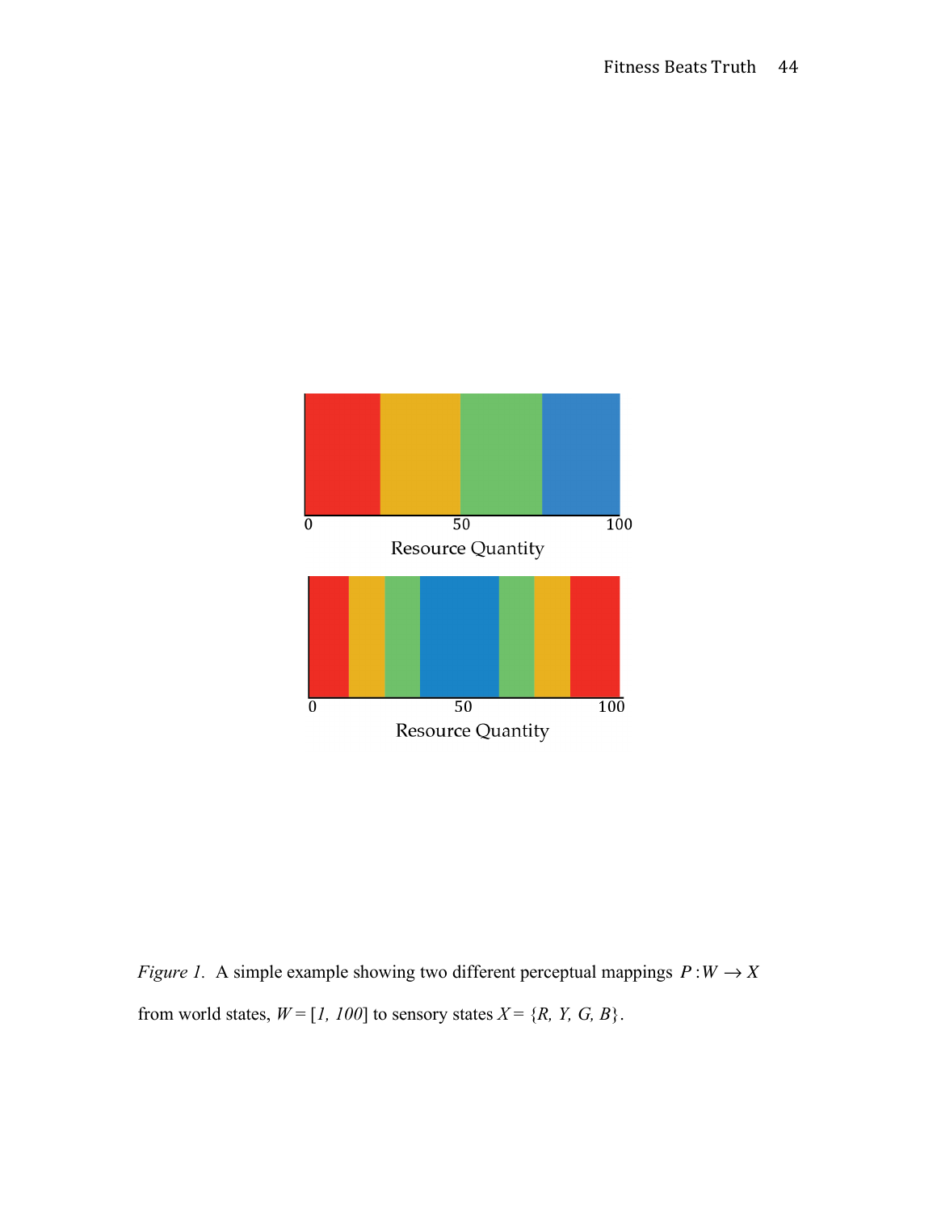*Figure 1.* A simple example showing two different perceptual mappings $P: W \rightarrow X$ from world states, $W = [1, 100]$ to sensory states $X = \{R, Y, G, B\}$.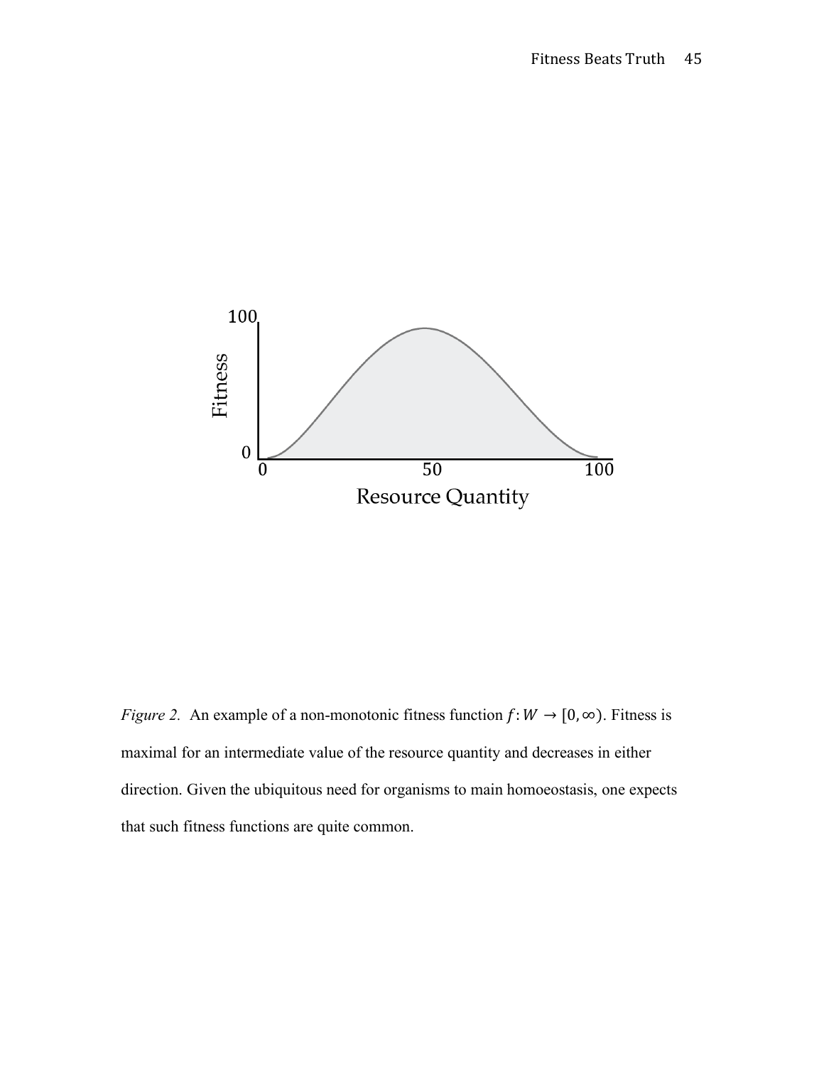*Figure 2.* An example of a non-monotonic fitness function $f: W \rightarrow [0, \infty)$. Fitness is maximal for an intermediate value of the resource quantity and decreases in either direction. Given the ubiquitous need for organisms to main homoeostasis, one expects that such fitness functions are quite common.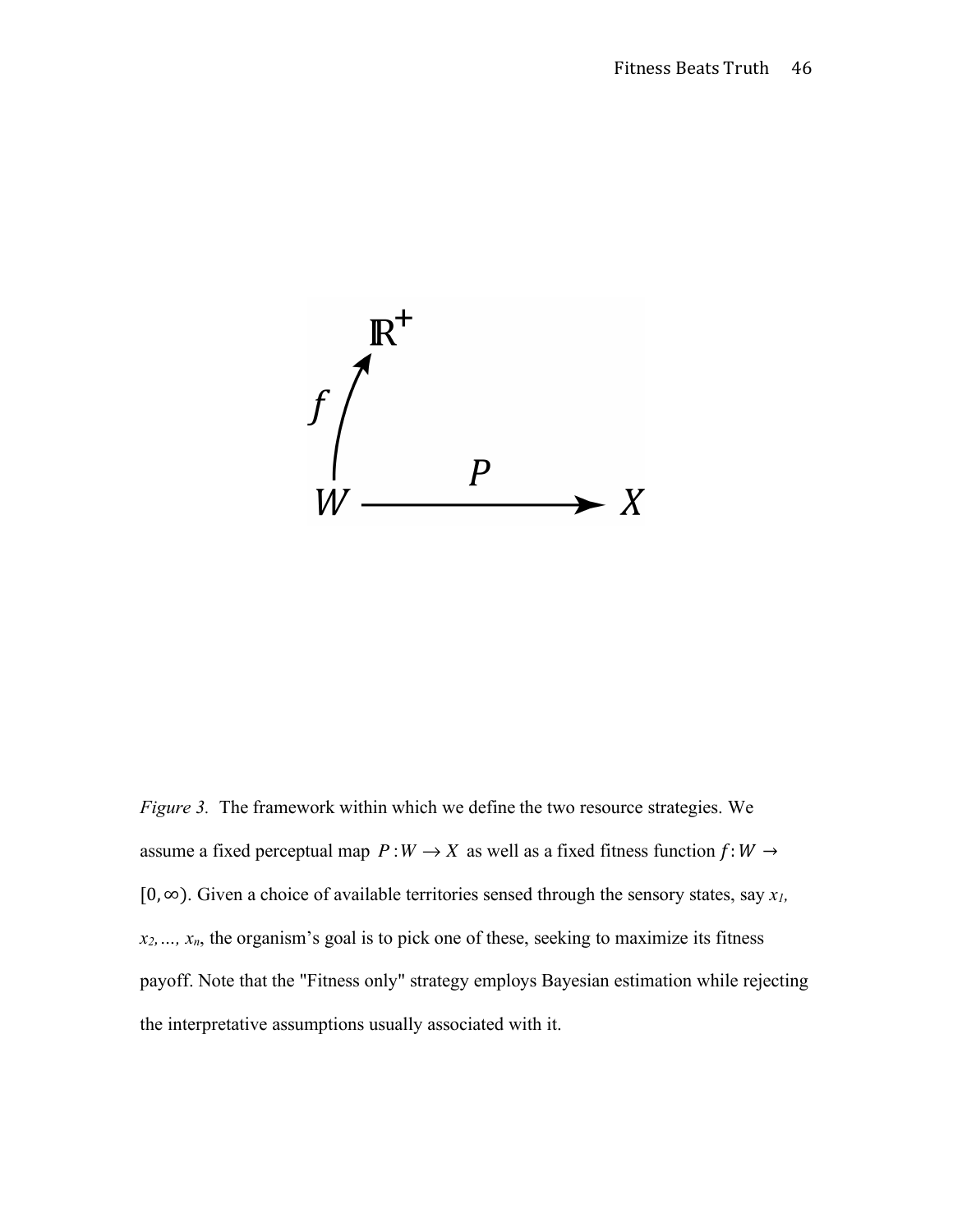*Figure 3.* The framework within which we define the two resource strategies. We assume a fixed perceptual map $P: W \to X$ as well as a fixed fitness function $f: W \to [0, \infty)$. Given a choice of available territories sensed through the sensory states, say $x_1, x_2, \ldots, x_n$, the organism's goal is to pick one of these, seeking to maximize its fitness payoff. Note that the "Fitness only" strategy employs Bayesian estimation while rejecting the interpretative assumptions usually associated with it.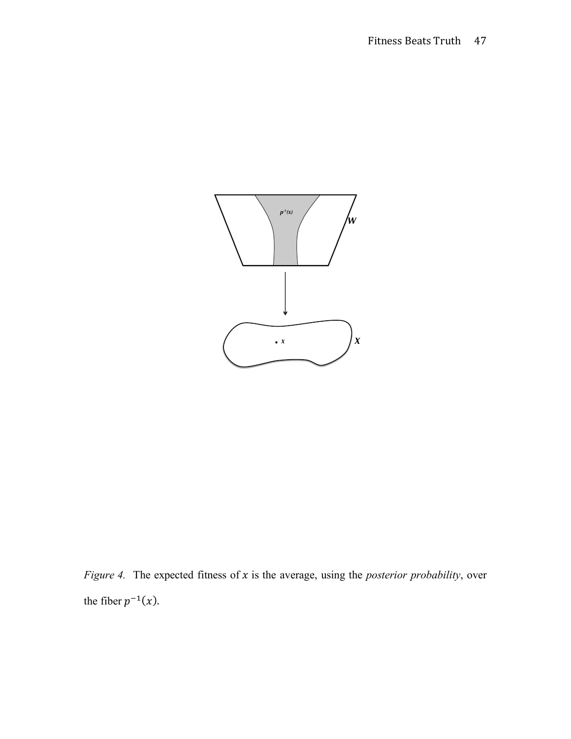*Figure 4.* The expected fitness of $x$ is the average, using the *posterior probability*, over the fiber $p^{-1}(x)$.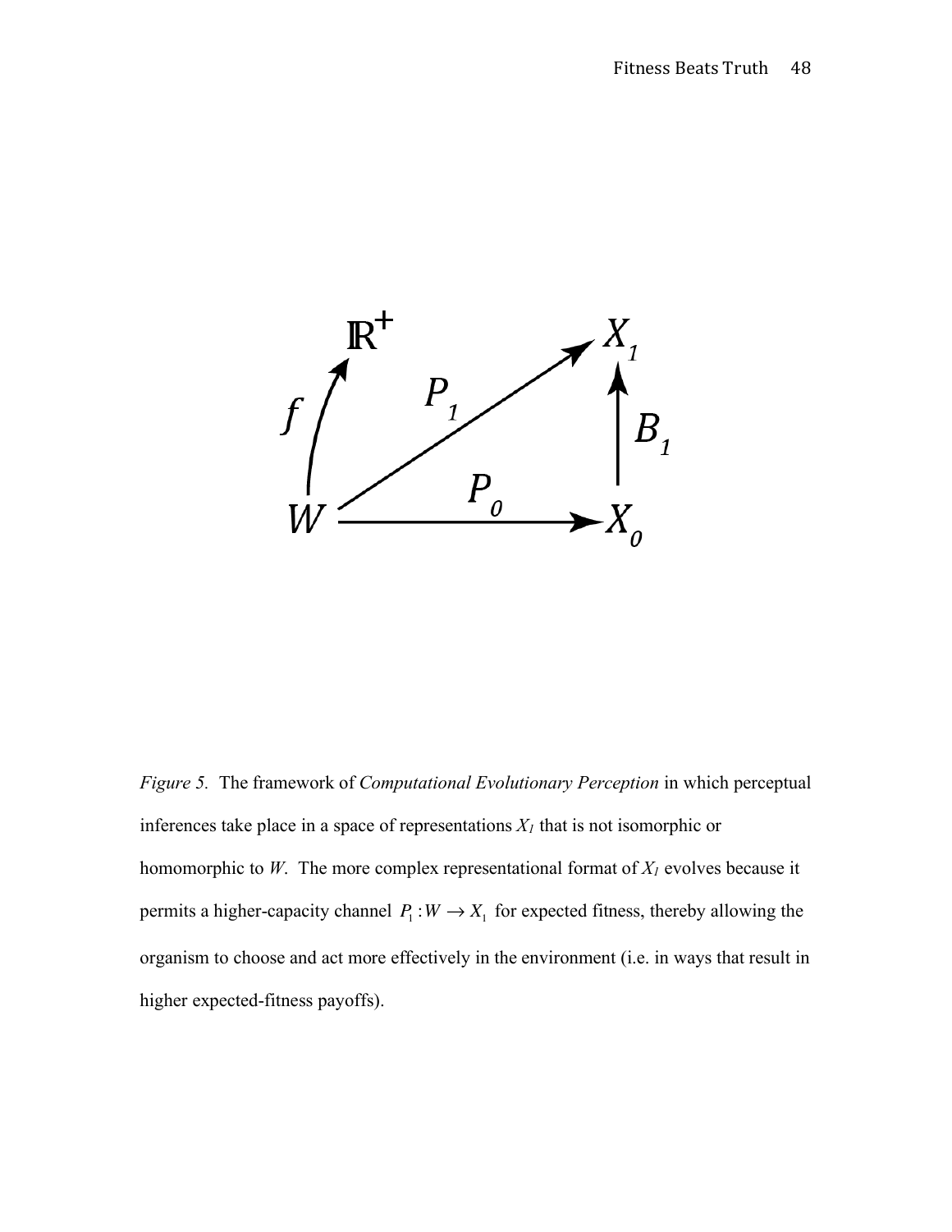$\mathbb{R}^+$

$f$

$P_1$

$X_1$

$B_1$

$W$

$P_0$

$X_0$

*Figure 5.* The framework of *Computational Evolutionary Perception* in which perceptual inferences take place in a space of representations $X_1$ that is not isomorphic or homomorphic to $W$. The more complex representational format of $X_1$ evolves because it permits a higher-capacity channel $P_1 : W \rightarrow X_1$ for expected fitness, thereby allowing the organism to choose and act more effectively in the environment (i.e. in ways that result in higher expected-fitness payoffs).